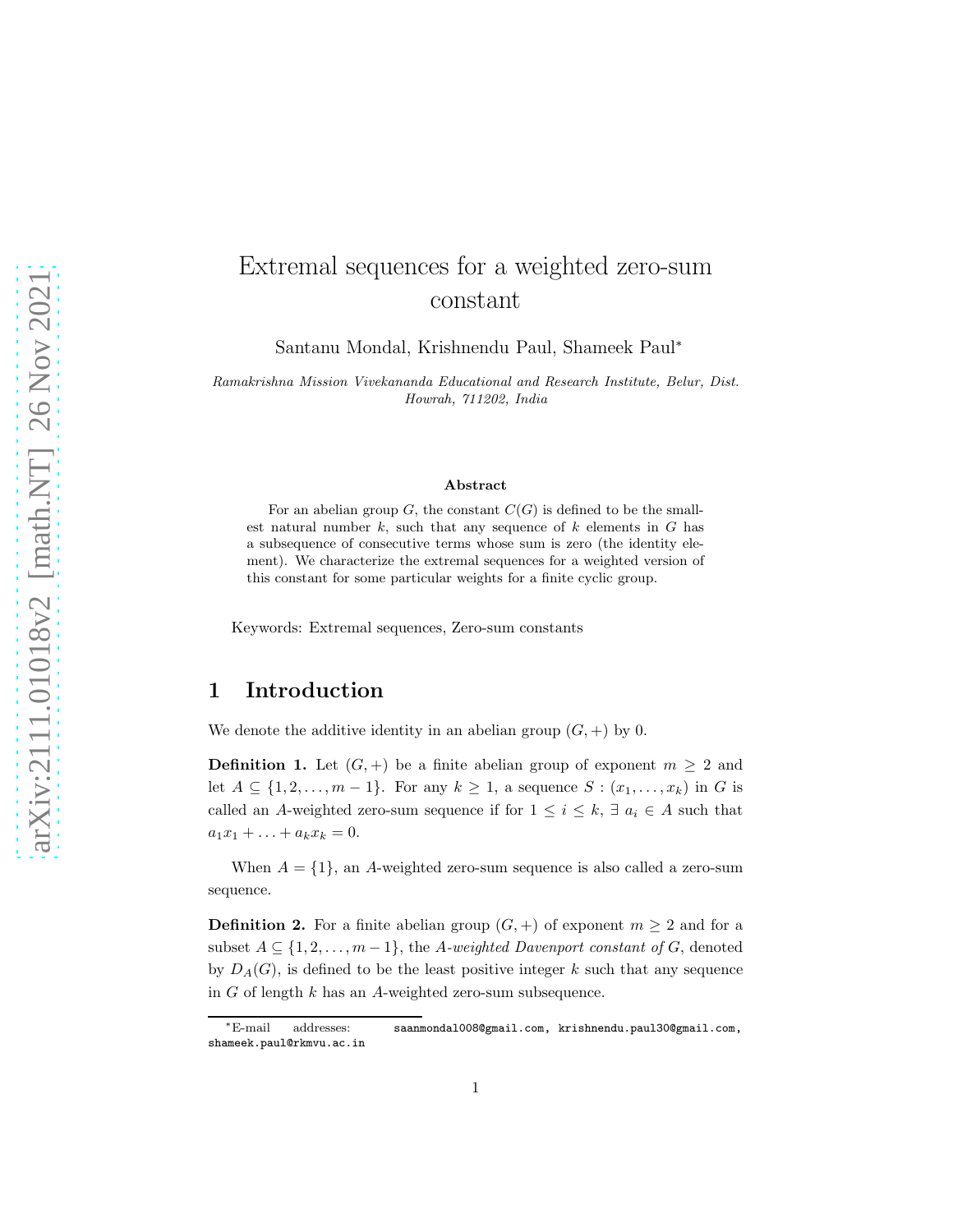# Extremal sequences for a weighted zero-sum constant

Santanu Mondal, Krishnendu Paul, Shameek Paul*

*Ramakrishna Mission Vivekananda Educational and Research Institute, Belur, Dist. Howrah, 711202, India*

### Abstract

For an abelian group $G$, the constant $C(G)$ is defined to be the smallest natural number $k$, such that any sequence of $k$ elements in $G$ has a subsequence of consecutive terms whose sum is zero (the identity element). We characterize the extremal sequences for a weighted version of this constant for some particular weights for a finite cyclic group.

Keywords: Extremal sequences, Zero-sum constants

## 1 Introduction

We denote the additive identity in an abelian group $(G, +)$ by 0.

**Definition 1.** Let $(G, +)$ be a finite abelian group of exponent $m \geq 2$ and let $A \subseteq \{1, 2, \ldots, m-1\}$. For any $k \geq 1$, a sequence $S : (x_1, \ldots, x_k)$ in $G$ is called an $A$-weighted zero-sum sequence if for $1 \leq i \leq k$, $\exists\ a_i \in A$ such that $a_1x_1 + \ldots + a_kx_k = 0$.

When $A = \{1\}$, an $A$-weighted zero-sum sequence is also called a zero-sum sequence.

**Definition 2.** For a finite abelian group $(G, +)$ of exponent $m \geq 2$ and for a subset $A \subseteq \{1, 2, \ldots, m-1\}$, the *$A$-weighted Davenport constant of* $G$, denoted by $D_A(G)$, is defined to be the least positive integer $k$ such that any sequence in $G$ of length $k$ has an $A$-weighted zero-sum subsequence.

*E-mail addresses: saanmondal008@gmail.com, krishnendu.paul30@gmail.com, shameek.paul@rkmvu.ac.in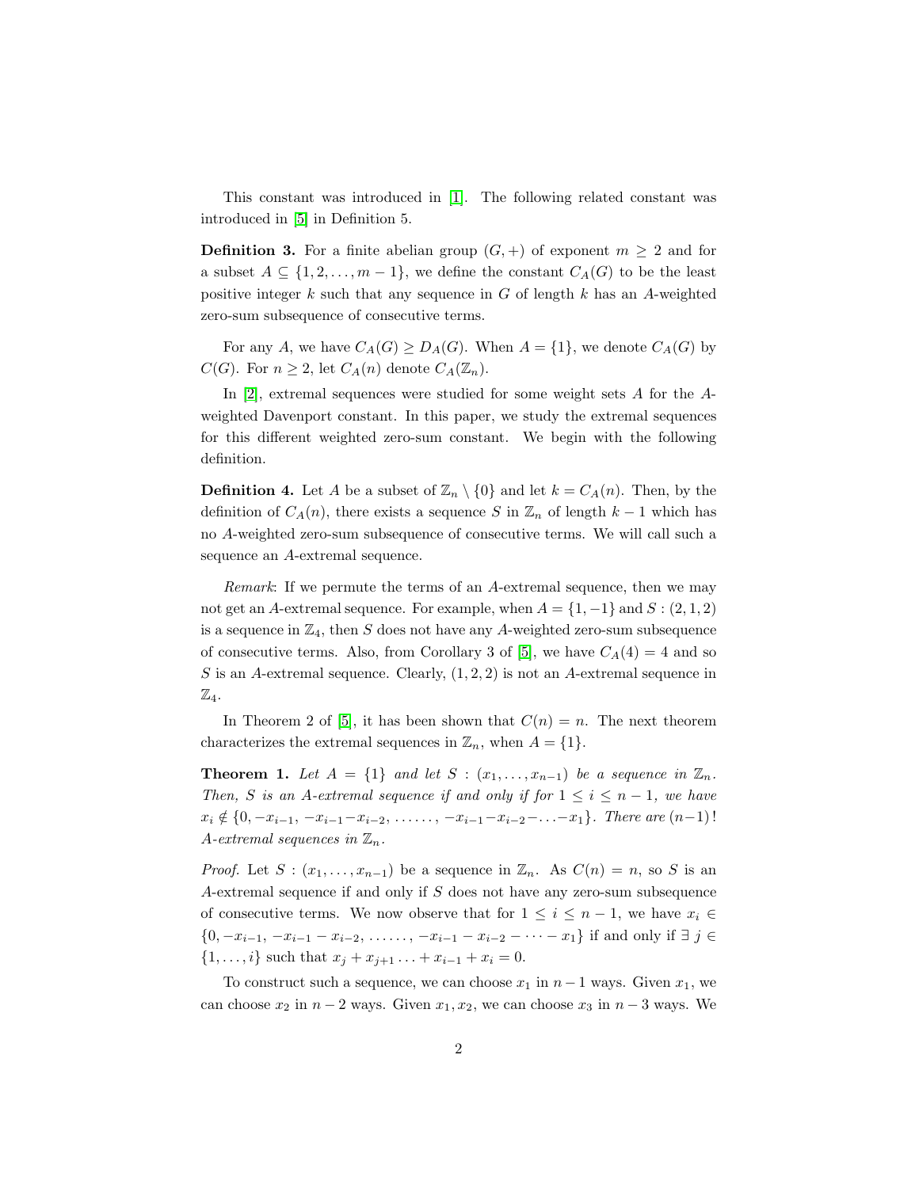This constant was introduced in [1]. The following related constant was introduced in [5] in Definition 5.

**Definition 3.** For a finite abelian group $(G, +)$ of exponent $m \geq 2$ and for a subset $A \subseteq \{1, 2, \ldots, m-1\}$, we define the constant $C_A(G)$ to be the least positive integer $k$ such that any sequence in $G$ of length $k$ has an $A$-weighted zero-sum subsequence of consecutive terms.

For any $A$, we have $C_A(G) \geq D_A(G)$. When $A = \{1\}$, we denote $C_A(G)$ by $C(G)$. For $n \geq 2$, let $C_A(n)$ denote $C_A(\mathbb{Z}_n)$.

In [2], extremal sequences were studied for some weight sets $A$ for the $A$-weighted Davenport constant. In this paper, we study the extremal sequences for this different weighted zero-sum constant. We begin with the following definition.

**Definition 4.** Let $A$ be a subset of $\mathbb{Z}_n \setminus \{0\}$ and let $k = C_A(n)$. Then, by the definition of $C_A(n)$, there exists a sequence $S$ in $\mathbb{Z}_n$ of length $k-1$ which has no $A$-weighted zero-sum subsequence of consecutive terms. We will call such a sequence an $A$-extremal sequence.

*Remark*: If we permute the terms of an $A$-extremal sequence, then we may not get an $A$-extremal sequence. For example, when $A = \{1, -1\}$ and $S : (2, 1, 2)$ is a sequence in $\mathbb{Z}_4$, then $S$ does not have any $A$-weighted zero-sum subsequence of consecutive terms. Also, from Corollary 3 of [5], we have $C_A(4) = 4$ and so $S$ is an $A$-extremal sequence. Clearly, $(1, 2, 2)$ is not an $A$-extremal sequence in $\mathbb{Z}_4$.

In Theorem 2 of [5], it has been shown that $C(n) = n$. The next theorem characterizes the extremal sequences in $\mathbb{Z}_n$, when $A = \{1\}$.

**Theorem 1.** *Let $A = \{1\}$ and let $S : (x_1, \ldots, x_{n-1})$ be a sequence in $\mathbb{Z}_n$. Then, $S$ is an $A$-extremal sequence if and only if for $1 \leq i \leq n-1$, we have $x_i \notin \{0, -x_{i-1}, -x_{i-1}-x_{i-2}, \ldots\ldots, -x_{i-1}-x_{i-2}-\ldots-x_1\}$. There are $(n-1)!$ $A$-extremal sequences in $\mathbb{Z}_n$.*

*Proof.* Let $S : (x_1, \ldots, x_{n-1})$ be a sequence in $\mathbb{Z}_n$. As $C(n) = n$, so $S$ is an $A$-extremal sequence if and only if $S$ does not have any zero-sum subsequence of consecutive terms. We now observe that for $1 \leq i \leq n-1$, we have $x_i \in \{0, -x_{i-1}, -x_{i-1}-x_{i-2}, \ldots\ldots, -x_{i-1}-x_{i-2}-\cdots-x_1\}$ if and only if $\exists\ j \in \{1, \ldots, i\}$ such that $x_j + x_{j+1} \ldots + x_{i-1} + x_i = 0$.

To construct such a sequence, we can choose $x_1$ in $n-1$ ways. Given $x_1$, we can choose $x_2$ in $n-2$ ways. Given $x_1, x_2$, we can choose $x_3$ in $n-3$ ways. We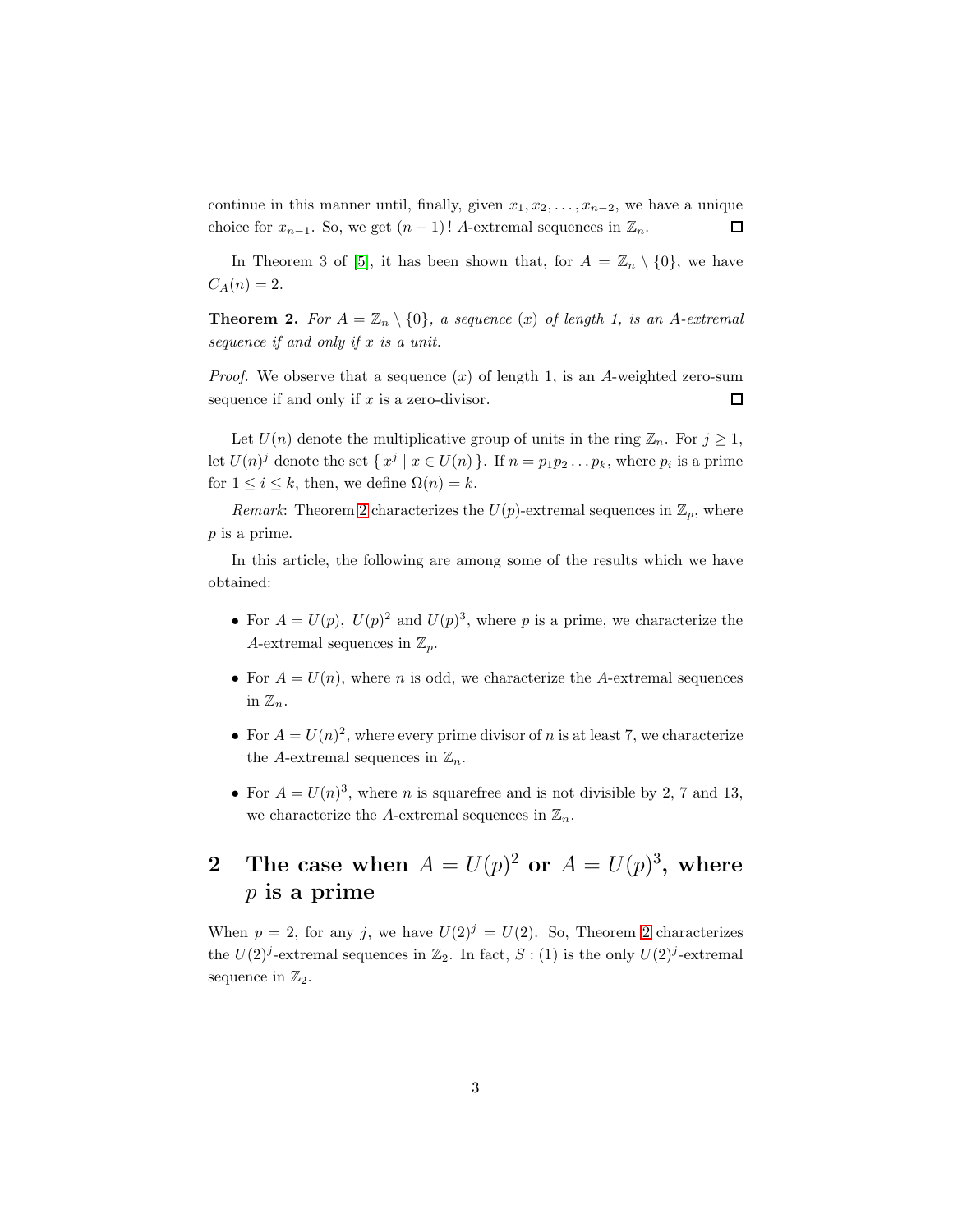continue in this manner until, finally, given $x_1, x_2, \ldots, x_{n-2}$, we have a unique choice for $x_{n-1}$. So, we get $(n-1)\,!$ $A$-extremal sequences in $\mathbb{Z}_n$. ☐

In Theorem 3 of [5], it has been shown that, for $A = \mathbb{Z}_n \setminus \{0\}$, we have $C_A(n) = 2$.

**Theorem 2.** *For $A = \mathbb{Z}_n \setminus \{0\}$, a sequence $(x)$ of length 1, is an $A$-extremal sequence if and only if $x$ is a unit.*

*Proof.* We observe that a sequence $(x)$ of length 1, is an $A$-weighted zero-sum sequence if and only if $x$ is a zero-divisor. ☐

Let $U(n)$ denote the multiplicative group of units in the ring $\mathbb{Z}_n$. For $j \geq 1$, let $U(n)^j$ denote the set $\{\, x^j \mid x \in U(n)\,\}$. If $n = p_1 p_2 \ldots p_k$, where $p_i$ is a prime for $1 \leq i \leq k$, then, we define $\Omega(n) = k$.

*Remark*: Theorem 2 characterizes the $U(p)$-extremal sequences in $\mathbb{Z}_p$, where $p$ is a prime.

In this article, the following are among some of the results which we have obtained:

- For $A = U(p)$, $U(p)^2$ and $U(p)^3$, where $p$ is a prime, we characterize the $A$-extremal sequences in $\mathbb{Z}_p$.
- For $A = U(n)$, where $n$ is odd, we characterize the $A$-extremal sequences in $\mathbb{Z}_n$.
- For $A = U(n)^2$, where every prime divisor of $n$ is at least 7, we characterize the $A$-extremal sequences in $\mathbb{Z}_n$.
- For $A = U(n)^3$, where $n$ is squarefree and is not divisible by 2, 7 and 13, we characterize the $A$-extremal sequences in $\mathbb{Z}_n$.

## 2 The case when $A = U(p)^2$ or $A = U(p)^3$, where $p$ is a prime

When $p = 2$, for any $j$, we have $U(2)^j = U(2)$. So, Theorem 2 characterizes the $U(2)^j$-extremal sequences in $\mathbb{Z}_2$. In fact, $S : (1)$ is the only $U(2)^j$-extremal sequence in $\mathbb{Z}_2$.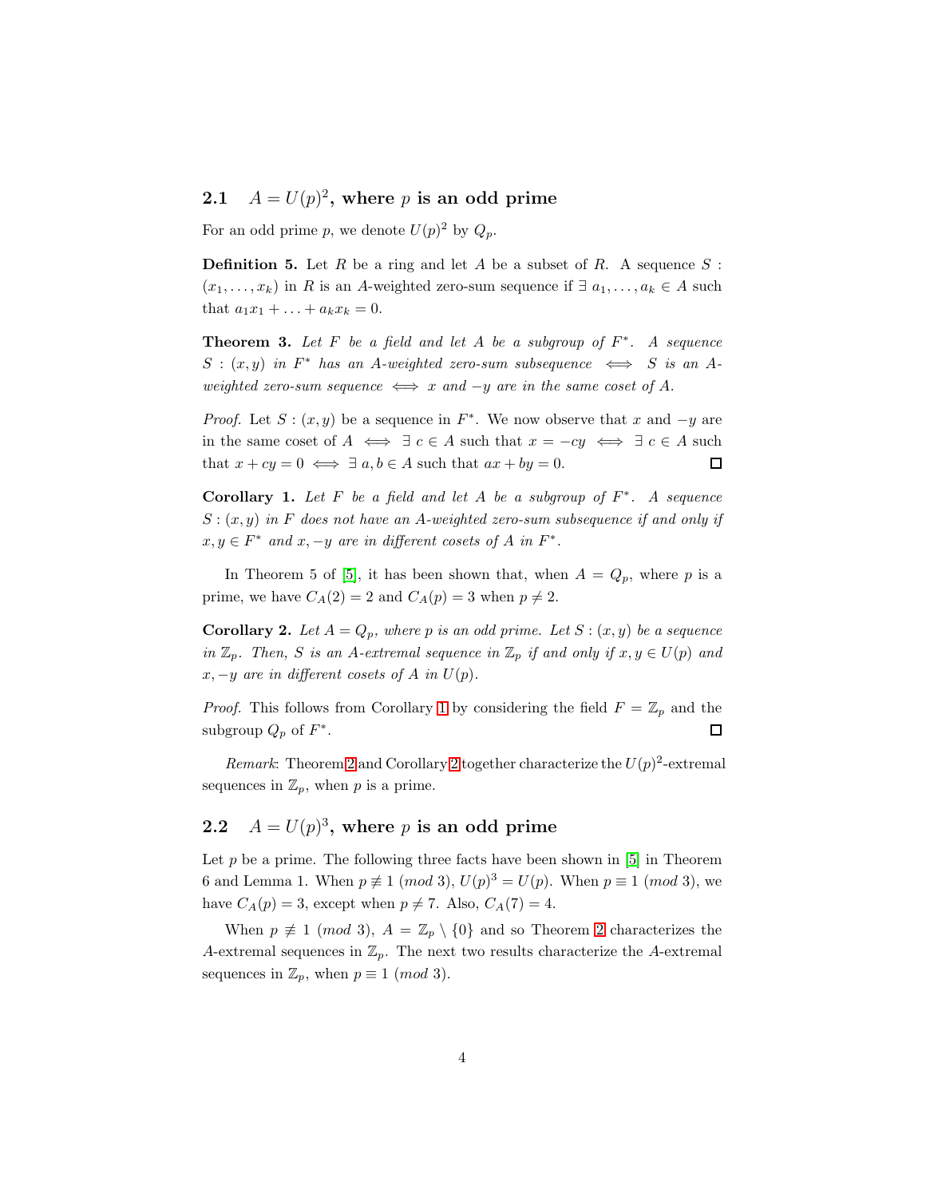### 2.1 $A = U(p)^2$, where $p$ is an odd prime

For an odd prime $p$, we denote $U(p)^2$ by $Q_p$.

**Definition 5.** Let $R$ be a ring and let $A$ be a subset of $R$. A sequence $S : (x_1, \ldots, x_k)$ in $R$ is an $A$-weighted zero-sum sequence if $\exists\ a_1, \ldots, a_k \in A$ such that $a_1 x_1 + \ldots + a_k x_k = 0$.

**Theorem 3.** *Let $F$ be a field and let $A$ be a subgroup of $F^*$. A sequence $S : (x, y)$ in $F^*$ has an $A$-weighted zero-sum subsequence $\iff$ $S$ is an $A$-weighted zero-sum sequence $\iff$ $x$ and $-y$ are in the same coset of $A$.*

*Proof.* Let $S : (x, y)$ be a sequence in $F^*$. We now observe that $x$ and $-y$ are in the same coset of $A$ $\iff$ $\exists\ c \in A$ such that $x = -cy$ $\iff$ $\exists\ c \in A$ such that $x + cy = 0$ $\iff$ $\exists\ a, b \in A$ such that $ax + by = 0$. ◻

**Corollary 1.** *Let $F$ be a field and let $A$ be a subgroup of $F^*$. A sequence $S : (x, y)$ in $F$ does not have an $A$-weighted zero-sum subsequence if and only if $x, y \in F^*$ and $x, -y$ are in different cosets of $A$ in $F^*$.*

In Theorem 5 of [5], it has been shown that, when $A = Q_p$, where $p$ is a prime, we have $C_A(2) = 2$ and $C_A(p) = 3$ when $p \neq 2$.

**Corollary 2.** *Let $A = Q_p$, where $p$ is an odd prime. Let $S : (x, y)$ be a sequence in $\mathbb{Z}_p$. Then, $S$ is an $A$-extremal sequence in $\mathbb{Z}_p$ if and only if $x, y \in U(p)$ and $x, -y$ are in different cosets of $A$ in $U(p)$.*

*Proof.* This follows from Corollary 1 by considering the field $F = \mathbb{Z}_p$ and the subgroup $Q_p$ of $F^*$. ◻

*Remark*: Theorem 2 and Corollary 2 together characterize the $U(p)^2$-extremal sequences in $\mathbb{Z}_p$, when $p$ is a prime.

### 2.2 $A = U(p)^3$, where $p$ is an odd prime

Let $p$ be a prime. The following three facts have been shown in [5] in Theorem 6 and Lemma 1. When $p \not\equiv 1 \ (mod\ 3)$, $U(p)^3 = U(p)$. When $p \equiv 1 \ (mod\ 3)$, we have $C_A(p) = 3$, except when $p \neq 7$. Also, $C_A(7) = 4$.

When $p \not\equiv 1 \ (mod\ 3)$, $A = \mathbb{Z}_p \setminus \{0\}$ and so Theorem 2 characterizes the $A$-extremal sequences in $\mathbb{Z}_p$. The next two results characterize the $A$-extremal sequences in $\mathbb{Z}_p$, when $p \equiv 1 \ (mod\ 3)$.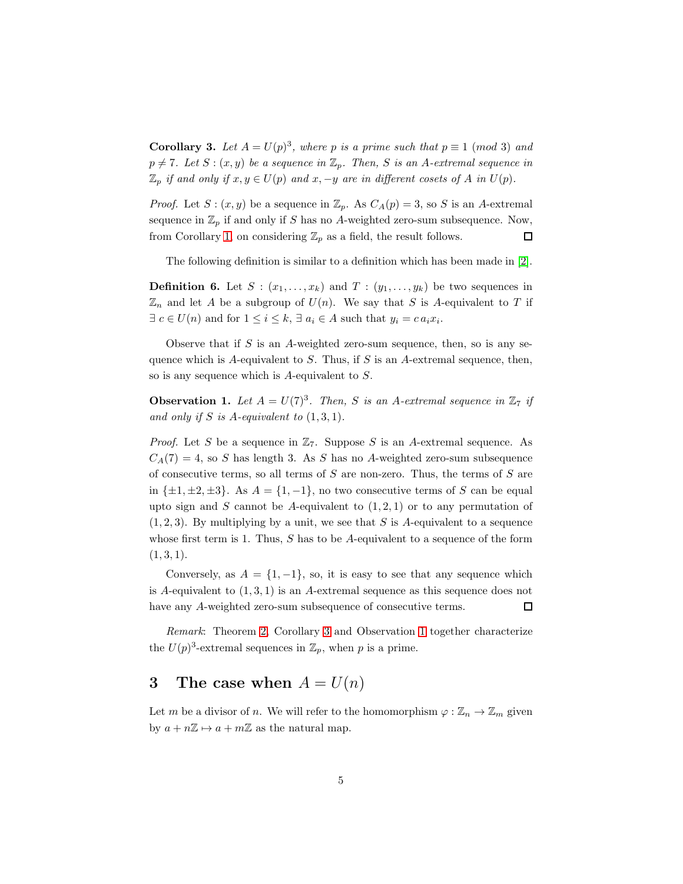**Corollary 3.** *Let $A = U(p)^3$, where $p$ is a prime such that $p \equiv 1 \pmod 3$ and $p \neq 7$. Let $S : (x, y)$ be a sequence in $\mathbb{Z}_p$. Then, $S$ is an $A$-extremal sequence in $\mathbb{Z}_p$ if and only if $x, y \in U(p)$ and $x, -y$ are in different cosets of $A$ in $U(p)$.*

*Proof.* Let $S : (x, y)$ be a sequence in $\mathbb{Z}_p$. As $C_A(p) = 3$, so $S$ is an $A$-extremal sequence in $\mathbb{Z}_p$ if and only if $S$ has no $A$-weighted zero-sum subsequence. Now, from Corollary 1, on considering $\mathbb{Z}_p$ as a field, the result follows. ◻

The following definition is similar to a definition which has been made in [2].

**Definition 6.** Let $S : (x_1, \ldots, x_k)$ and $T : (y_1, \ldots, y_k)$ be two sequences in $\mathbb{Z}_n$ and let $A$ be a subgroup of $U(n)$. We say that $S$ is $A$-equivalent to $T$ if $\exists\, c \in U(n)$ and for $1 \leq i \leq k$, $\exists\, a_i \in A$ such that $y_i = c\, a_i x_i$.

Observe that if $S$ is an $A$-weighted zero-sum sequence, then, so is any sequence which is $A$-equivalent to $S$. Thus, if $S$ is an $A$-extremal sequence, then, so is any sequence which is $A$-equivalent to $S$.

**Observation 1.** *Let $A = U(7)^3$. Then, $S$ is an $A$-extremal sequence in $\mathbb{Z}_7$ if and only if $S$ is $A$-equivalent to $(1, 3, 1)$.*

*Proof.* Let $S$ be a sequence in $\mathbb{Z}_7$. Suppose $S$ is an $A$-extremal sequence. As $C_A(7) = 4$, so $S$ has length 3. As $S$ has no $A$-weighted zero-sum subsequence of consecutive terms, so all terms of $S$ are non-zero. Thus, the terms of $S$ are in $\{\pm 1, \pm 2, \pm 3\}$. As $A = \{1, -1\}$, no two consecutive terms of $S$ can be equal upto sign and $S$ cannot be $A$-equivalent to $(1, 2, 1)$ or to any permutation of $(1, 2, 3)$. By multiplying by a unit, we see that $S$ is $A$-equivalent to a sequence whose first term is 1. Thus, $S$ has to be $A$-equivalent to a sequence of the form $(1, 3, 1)$.

Conversely, as $A = \{1, -1\}$, so, it is easy to see that any sequence which is $A$-equivalent to $(1, 3, 1)$ is an $A$-extremal sequence as this sequence does not have any $A$-weighted zero-sum subsequence of consecutive terms. ◻

*Remark*: Theorem 2, Corollary 3 and Observation 1 together characterize the $U(p)^3$-extremal sequences in $\mathbb{Z}_p$, when $p$ is a prime.

## 3 The case when $A = U(n)$

Let $m$ be a divisor of $n$. We will refer to the homomorphism $\varphi : \mathbb{Z}_n \to \mathbb{Z}_m$ given by $a + n\mathbb{Z} \mapsto a + m\mathbb{Z}$ as the natural map.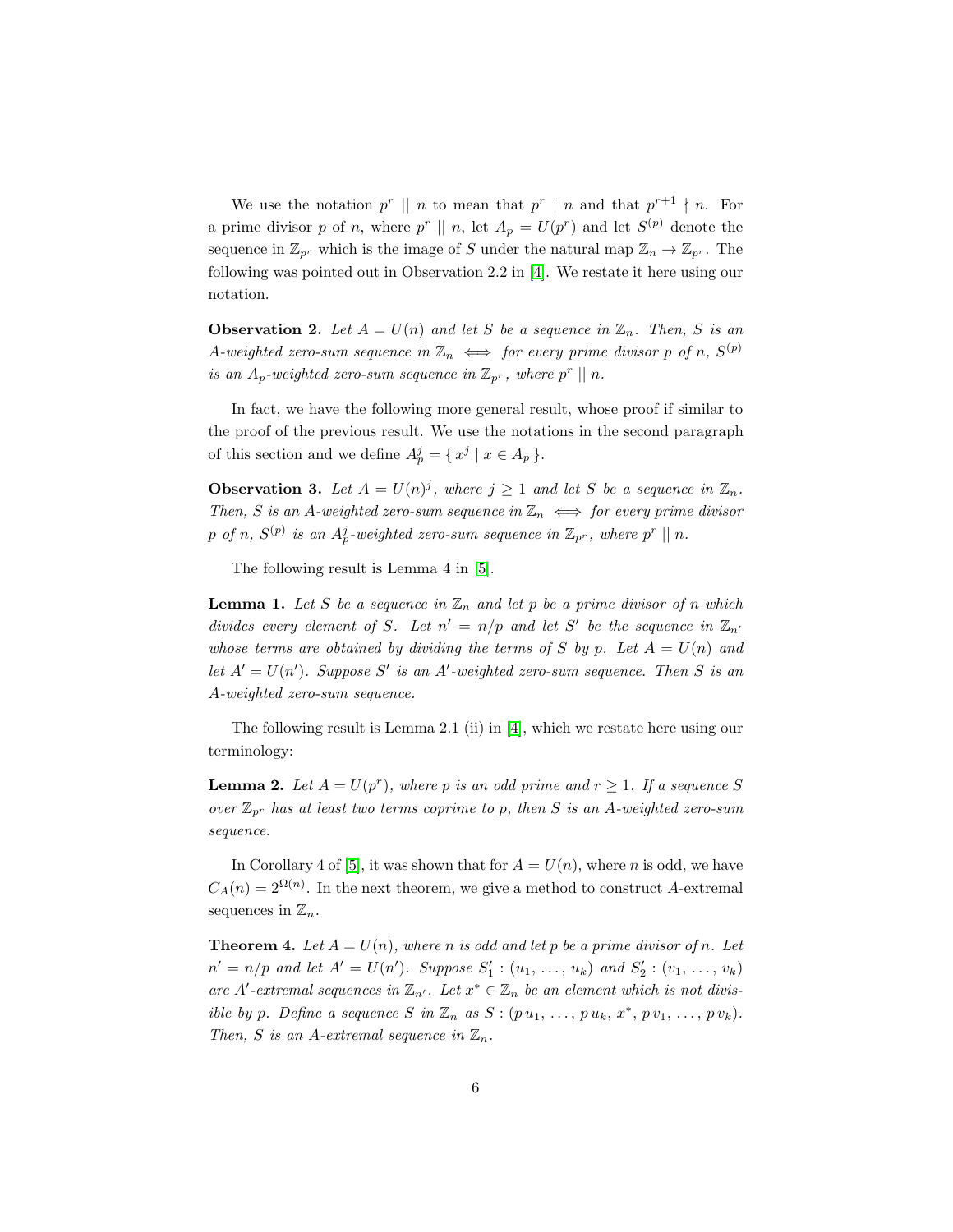We use the notation $p^r \mid\mid n$ to mean that $p^r \mid n$ and that $p^{r+1} \nmid n$. For a prime divisor $p$ of $n$, where $p^r \mid\mid n$, let $A_p = U(p^r)$ and let $S^{(p)}$ denote the sequence in $\mathbb{Z}_{p^r}$ which is the image of $S$ under the natural map $\mathbb{Z}_n \to \mathbb{Z}_{p^r}$. The following was pointed out in Observation 2.2 in [4]. We restate it here using our notation.

**Observation 2.** *Let $A = U(n)$ and let $S$ be a sequence in $\mathbb{Z}_n$. Then, $S$ is an $A$-weighted zero-sum sequence in $\mathbb{Z}_n \iff$ for every prime divisor $p$ of $n$, $S^{(p)}$ is an $A_p$-weighted zero-sum sequence in $\mathbb{Z}_{p^r}$, where $p^r \mid\mid n$.*

In fact, we have the following more general result, whose proof if similar to the proof of the previous result. We use the notations in the second paragraph of this section and we define $A_p^j = \{\, x^j \mid x \in A_p \,\}$.

**Observation 3.** *Let $A = U(n)^j$, where $j \geq 1$ and let $S$ be a sequence in $\mathbb{Z}_n$. Then, $S$ is an $A$-weighted zero-sum sequence in $\mathbb{Z}_n \iff$ for every prime divisor $p$ of $n$, $S^{(p)}$ is an $A_p^j$-weighted zero-sum sequence in $\mathbb{Z}_{p^r}$, where $p^r \mid\mid n$.*

The following result is Lemma 4 in [5].

**Lemma 1.** *Let $S$ be a sequence in $\mathbb{Z}_n$ and let $p$ be a prime divisor of $n$ which divides every element of $S$. Let $n' = n/p$ and let $S'$ be the sequence in $\mathbb{Z}_{n'}$ whose terms are obtained by dividing the terms of $S$ by $p$. Let $A = U(n)$ and let $A' = U(n')$. Suppose $S'$ is an $A'$-weighted zero-sum sequence. Then $S$ is an $A$-weighted zero-sum sequence.*

The following result is Lemma 2.1 (ii) in [4], which we restate here using our terminology:

**Lemma 2.** *Let $A = U(p^r)$, where $p$ is an odd prime and $r \geq 1$. If a sequence $S$ over $\mathbb{Z}_{p^r}$ has at least two terms coprime to $p$, then $S$ is an $A$-weighted zero-sum sequence.*

In Corollary 4 of [5], it was shown that for $A = U(n)$, where $n$ is odd, we have $C_A(n) = 2^{\Omega(n)}$. In the next theorem, we give a method to construct $A$-extremal sequences in $\mathbb{Z}_n$.

**Theorem 4.** *Let $A = U(n)$, where $n$ is odd and let $p$ be a prime divisor of $n$. Let $n' = n/p$ and let $A' = U(n')$. Suppose $S_1' : (u_1, \ldots, u_k)$ and $S_2' : (v_1, \ldots, v_k)$ are $A'$-extremal sequences in $\mathbb{Z}_{n'}$. Let $x^* \in \mathbb{Z}_n$ be an element which is not divisible by $p$. Define a sequence $S$ in $\mathbb{Z}_n$ as $S : (p\,u_1, \ldots, p\,u_k, x^*, p\,v_1, \ldots, p\,v_k)$. Then, $S$ is an $A$-extremal sequence in $\mathbb{Z}_n$.*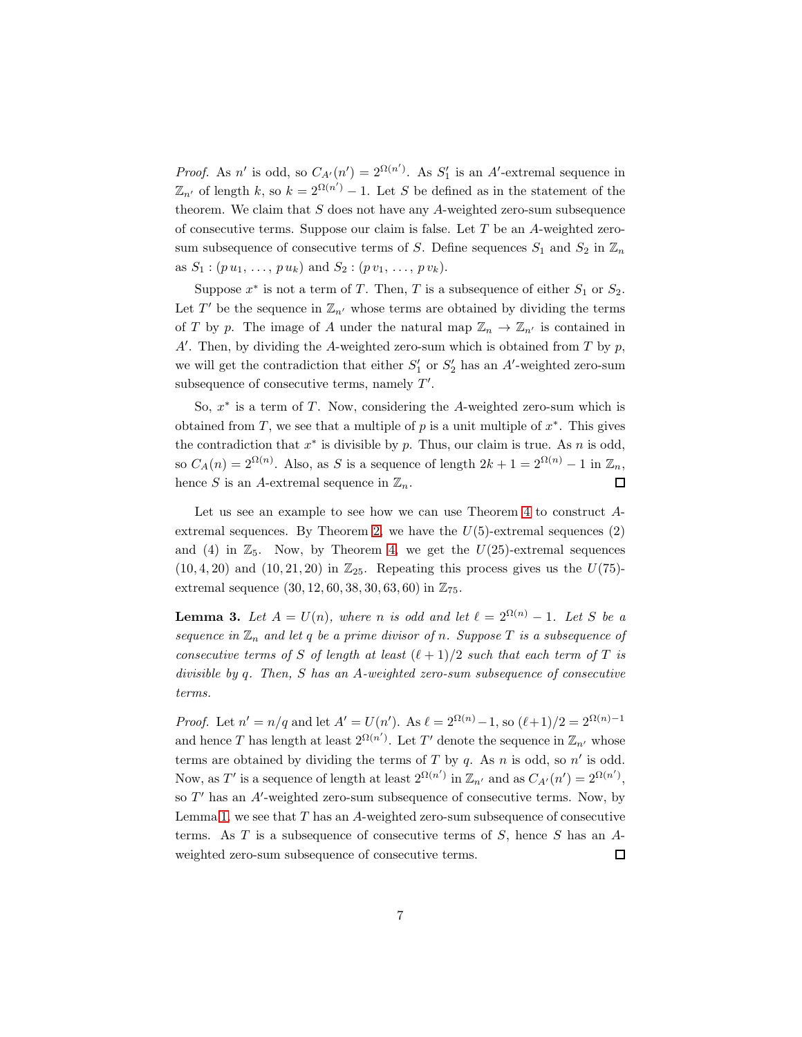*Proof.* As $n'$ is odd, so $C_{A'}(n') = 2^{\Omega(n')}$. As $S_1'$ is an $A'$-extremal sequence in $\mathbb{Z}_{n'}$ of length $k$, so $k = 2^{\Omega(n')} - 1$. Let $S$ be defined as in the statement of the theorem. We claim that $S$ does not have any $A$-weighted zero-sum subsequence of consecutive terms. Suppose our claim is false. Let $T$ be an $A$-weighted zero-sum subsequence of consecutive terms of $S$. Define sequences $S_1$ and $S_2$ in $\mathbb{Z}_n$ as $S_1 : (p\,u_1, \ldots, p\,u_k)$ and $S_2 : (p\,v_1, \ldots, p\,v_k)$.

Suppose $x^*$ is not a term of $T$. Then, $T$ is a subsequence of either $S_1$ or $S_2$. Let $T'$ be the sequence in $\mathbb{Z}_{n'}$ whose terms are obtained by dividing the terms of $T$ by $p$. The image of $A$ under the natural map $\mathbb{Z}_n \to \mathbb{Z}_{n'}$ is contained in $A'$. Then, by dividing the $A$-weighted zero-sum which is obtained from $T$ by $p$, we will get the contradiction that either $S_1'$ or $S_2'$ has an $A'$-weighted zero-sum subsequence of consecutive terms, namely $T'$.

So, $x^*$ is a term of $T$. Now, considering the $A$-weighted zero-sum which is obtained from $T$, we see that a multiple of $p$ is a unit multiple of $x^*$. This gives the contradiction that $x^*$ is divisible by $p$. Thus, our claim is true. As $n$ is odd, so $C_A(n) = 2^{\Omega(n)}$. Also, as $S$ is a sequence of length $2k + 1 = 2^{\Omega(n)} - 1$ in $\mathbb{Z}_n$, hence $S$ is an $A$-extremal sequence in $\mathbb{Z}_n$. $\square$

Let us see an example to see how we can use Theorem 4 to construct $A$-extremal sequences. By Theorem 2, we have the $U(5)$-extremal sequences $(2)$ and $(4)$ in $\mathbb{Z}_5$. Now, by Theorem 4, we get the $U(25)$-extremal sequences $(10, 4, 20)$ and $(10, 21, 20)$ in $\mathbb{Z}_{25}$. Repeating this process gives us the $U(75)$-extremal sequence $(30, 12, 60, 38, 30, 63, 60)$ in $\mathbb{Z}_{75}$.

**Lemma 3.** *Let $A = U(n)$, where $n$ is odd and let $\ell = 2^{\Omega(n)} - 1$. Let $S$ be a sequence in $\mathbb{Z}_n$ and let $q$ be a prime divisor of $n$. Suppose $T$ is a subsequence of consecutive terms of $S$ of length at least $(\ell + 1)/2$ such that each term of $T$ is divisible by $q$. Then, $S$ has an $A$-weighted zero-sum subsequence of consecutive terms.*

*Proof.* Let $n' = n/q$ and let $A' = U(n')$. As $\ell = 2^{\Omega(n)} - 1$, so $(\ell+1)/2 = 2^{\Omega(n)-1}$ and hence $T$ has length at least $2^{\Omega(n')}$. Let $T'$ denote the sequence in $\mathbb{Z}_{n'}$ whose terms are obtained by dividing the terms of $T$ by $q$. As $n$ is odd, so $n'$ is odd. Now, as $T'$ is a sequence of length at least $2^{\Omega(n')}$ in $\mathbb{Z}_{n'}$ and as $C_{A'}(n') = 2^{\Omega(n')}$, so $T'$ has an $A'$-weighted zero-sum subsequence of consecutive terms. Now, by Lemma 1, we see that $T$ has an $A$-weighted zero-sum subsequence of consecutive terms. As $T$ is a subsequence of consecutive terms of $S$, hence $S$ has an $A$-weighted zero-sum subsequence of consecutive terms. $\square$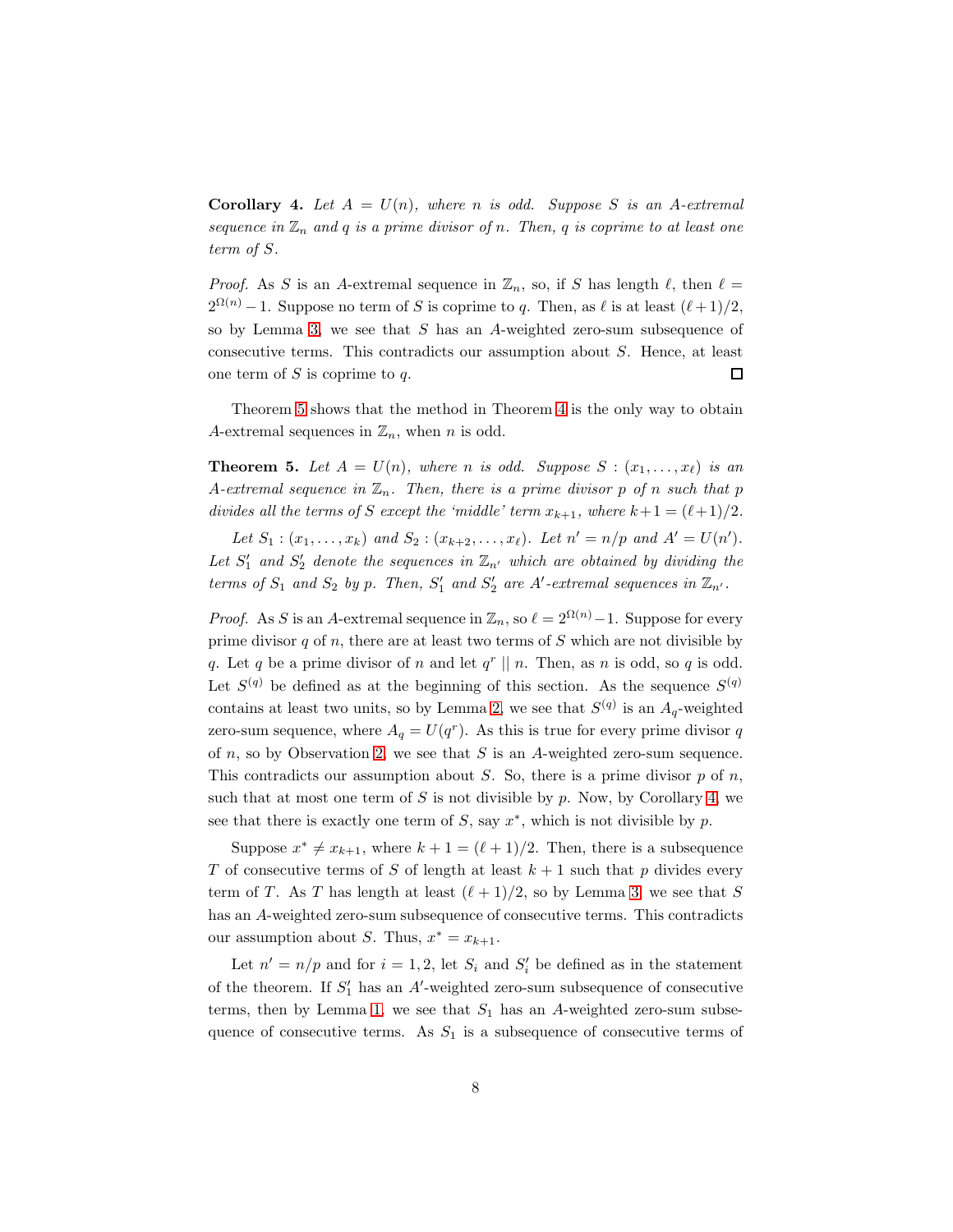**Corollary 4.** *Let $A = U(n)$, where $n$ is odd. Suppose $S$ is an $A$-extremal sequence in $\mathbb{Z}_n$ and $q$ is a prime divisor of $n$. Then, $q$ is coprime to at least one term of $S$.*

*Proof.* As $S$ is an $A$-extremal sequence in $\mathbb{Z}_n$, so, if $S$ has length $\ell$, then $\ell = 2^{\Omega(n)} - 1$. Suppose no term of $S$ is coprime to $q$. Then, as $\ell$ is at least $(\ell+1)/2$, so by Lemma 3, we see that $S$ has an $A$-weighted zero-sum subsequence of consecutive terms. This contradicts our assumption about $S$. Hence, at least one term of $S$ is coprime to $q$. $\square$

Theorem 5 shows that the method in Theorem 4 is the only way to obtain $A$-extremal sequences in $\mathbb{Z}_n$, when $n$ is odd.

**Theorem 5.** *Let $A = U(n)$, where $n$ is odd. Suppose $S : (x_1, \ldots, x_\ell)$ is an $A$-extremal sequence in $\mathbb{Z}_n$. Then, there is a prime divisor $p$ of $n$ such that $p$ divides all the terms of $S$ except the 'middle' term $x_{k+1}$, where $k+1 = (\ell+1)/2$.*

*Let $S_1 : (x_1, \ldots, x_k)$ and $S_2 : (x_{k+2}, \ldots, x_\ell)$. Let $n' = n/p$ and $A' = U(n')$. Let $S'_1$ and $S'_2$ denote the sequences in $\mathbb{Z}_{n'}$ which are obtained by dividing the terms of $S_1$ and $S_2$ by $p$. Then, $S'_1$ and $S'_2$ are $A'$-extremal sequences in $\mathbb{Z}_{n'}$.*

*Proof.* As $S$ is an $A$-extremal sequence in $\mathbb{Z}_n$, so $\ell = 2^{\Omega(n)} - 1$. Suppose for every prime divisor $q$ of $n$, there are at least two terms of $S$ which are not divisible by $q$. Let $q$ be a prime divisor of $n$ and let $q^r \mid\mid n$. Then, as $n$ is odd, so $q$ is odd. Let $S^{(q)}$ be defined as at the beginning of this section. As the sequence $S^{(q)}$ contains at least two units, so by Lemma 2, we see that $S^{(q)}$ is an $A_q$-weighted zero-sum sequence, where $A_q = U(q^r)$. As this is true for every prime divisor $q$ of $n$, so by Observation 2, we see that $S$ is an $A$-weighted zero-sum sequence. This contradicts our assumption about $S$. So, there is a prime divisor $p$ of $n$, such that at most one term of $S$ is not divisible by $p$. Now, by Corollary 4, we see that there is exactly one term of $S$, say $x^*$, which is not divisible by $p$.

Suppose $x^* \neq x_{k+1}$, where $k+1 = (\ell+1)/2$. Then, there is a subsequence $T$ of consecutive terms of $S$ of length at least $k+1$ such that $p$ divides every term of $T$. As $T$ has length at least $(\ell+1)/2$, so by Lemma 3, we see that $S$ has an $A$-weighted zero-sum subsequence of consecutive terms. This contradicts our assumption about $S$. Thus, $x^* = x_{k+1}$.

Let $n' = n/p$ and for $i = 1, 2$, let $S_i$ and $S'_i$ be defined as in the statement of the theorem. If $S'_1$ has an $A'$-weighted zero-sum subsequence of consecutive terms, then by Lemma 1, we see that $S_1$ has an $A$-weighted zero-sum subsequence of consecutive terms. As $S_1$ is a subsequence of consecutive terms of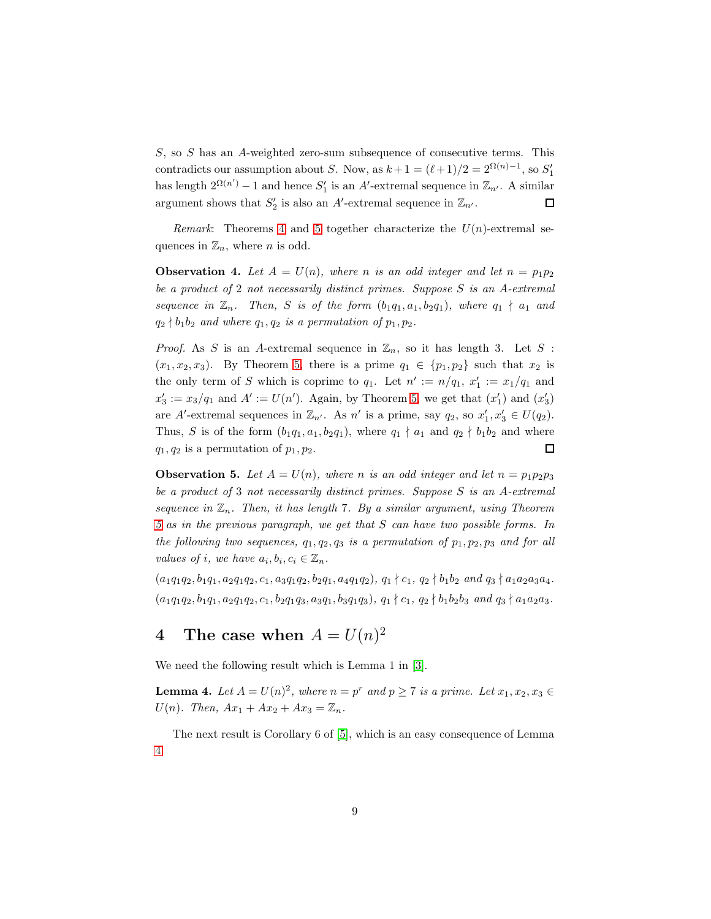$S$, so $S$ has an $A$-weighted zero-sum subsequence of consecutive terms. This contradicts our assumption about $S$. Now, as $k+1 = (\ell+1)/2 = 2^{\Omega(n)-1}$, so $S'_1$ has length $2^{\Omega(n')} - 1$ and hence $S'_1$ is an $A'$-extremal sequence in $\mathbb{Z}_{n'}$. A similar argument shows that $S'_2$ is also an $A'$-extremal sequence in $\mathbb{Z}_{n'}$. ☐

*Remark*: Theorems 4 and 5 together characterize the $U(n)$-extremal sequences in $\mathbb{Z}_n$, where $n$ is odd.

**Observation 4.** *Let $A = U(n)$, where $n$ is an odd integer and let $n = p_1 p_2$ be a product of 2 not necessarily distinct primes. Suppose $S$ is an $A$-extremal sequence in $\mathbb{Z}_n$. Then, $S$ is of the form $(b_1 q_1, a_1, b_2 q_1)$, where $q_1 \nmid a_1$ and $q_2 \nmid b_1 b_2$ and where $q_1, q_2$ is a permutation of $p_1, p_2$.*

*Proof.* As $S$ is an $A$-extremal sequence in $\mathbb{Z}_n$, so it has length 3. Let $S : (x_1, x_2, x_3)$. By Theorem 5, there is a prime $q_1 \in \{p_1, p_2\}$ such that $x_2$ is the only term of $S$ which is coprime to $q_1$. Let $n' := n/q_1$, $x'_1 := x_1/q_1$ and $x'_3 := x_3/q_1$ and $A' := U(n')$. Again, by Theorem 5, we get that $(x'_1)$ and $(x'_3)$ are $A'$-extremal sequences in $\mathbb{Z}_{n'}$. As $n'$ is a prime, say $q_2$, so $x'_1, x'_3 \in U(q_2)$. Thus, $S$ is of the form $(b_1 q_1, a_1, b_2 q_1)$, where $q_1 \nmid a_1$ and $q_2 \nmid b_1 b_2$ and where $q_1, q_2$ is a permutation of $p_1, p_2$. ☐

**Observation 5.** *Let $A = U(n)$, where $n$ is an odd integer and let $n = p_1 p_2 p_3$ be a product of 3 not necessarily distinct primes. Suppose $S$ is an $A$-extremal sequence in $\mathbb{Z}_n$. Then, it has length 7. By a similar argument, using Theorem 5 as in the previous paragraph, we get that $S$ can have two possible forms. In the following two sequences, $q_1, q_2, q_3$ is a permutation of $p_1, p_2, p_3$ and for all values of $i$, we have $a_i, b_i, c_i \in \mathbb{Z}_n$.*

$(a_1 q_1 q_2, b_1 q_1, a_2 q_1 q_2, c_1, a_3 q_1 q_2, b_2 q_1, a_4 q_1 q_2)$, $q_1 \nmid c_1$, $q_2 \nmid b_1 b_2$ *and* $q_3 \nmid a_1 a_2 a_3 a_4$.

$(a_1 q_1 q_2, b_1 q_1, a_2 q_1 q_2, c_1, b_2 q_1 q_3, a_3 q_1, b_3 q_1 q_3)$, $q_1 \nmid c_1$, $q_2 \nmid b_1 b_2 b_3$ *and* $q_3 \nmid a_1 a_2 a_3$.

# 4 The case when $A = U(n)^2$

We need the following result which is Lemma 1 in [3].

**Lemma 4.** *Let $A = U(n)^2$, where $n = p^r$ and $p \geq 7$ is a prime. Let $x_1, x_2, x_3 \in U(n)$. Then, $Ax_1 + Ax_2 + Ax_3 = \mathbb{Z}_n$.*

The next result is Corollary 6 of [5], which is an easy consequence of Lemma 4.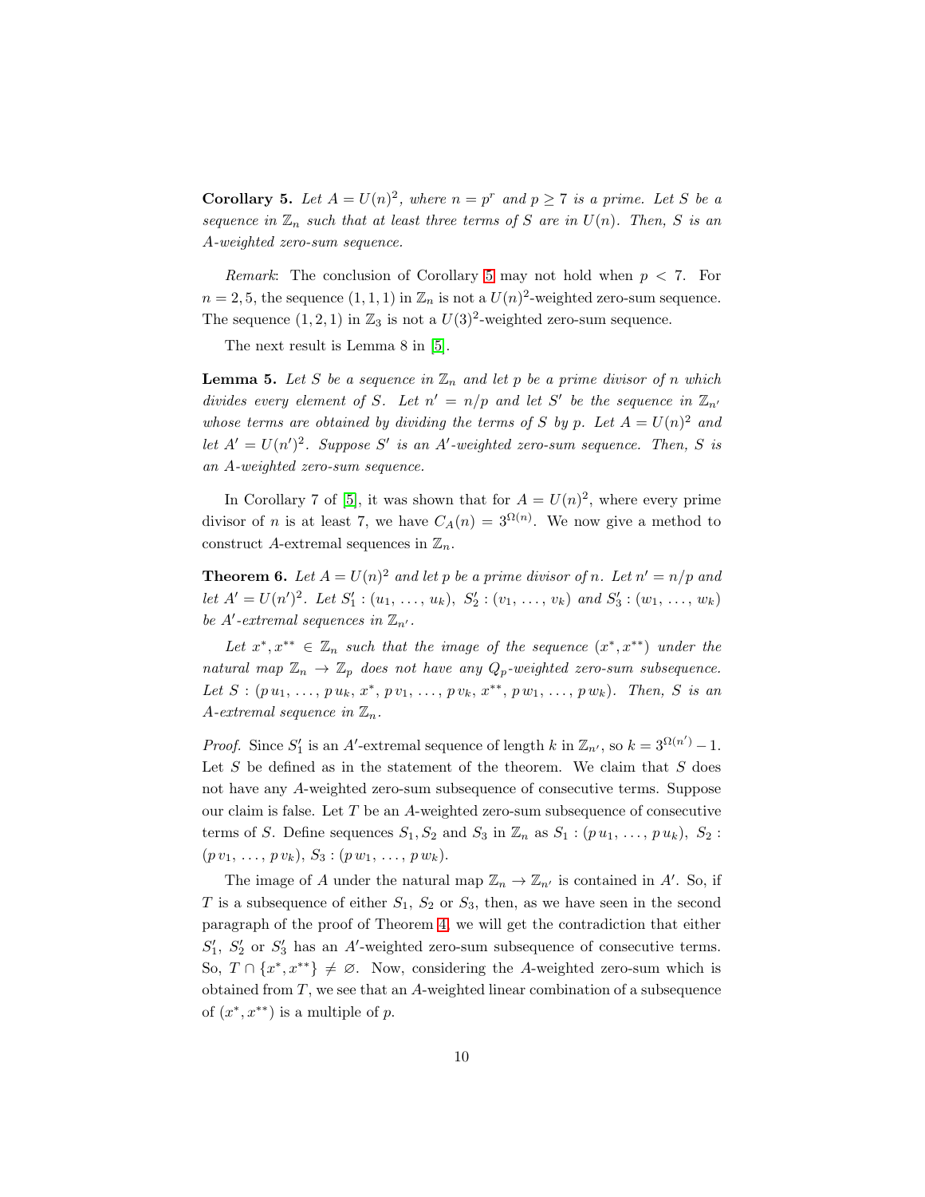**Corollary 5.** *Let $A = U(n)^2$, where $n = p^r$ and $p \geq 7$ is a prime. Let $S$ be a sequence in $\mathbb{Z}_n$ such that at least three terms of $S$ are in $U(n)$. Then, $S$ is an $A$-weighted zero-sum sequence.*

*Remark*: The conclusion of Corollary 5 may not hold when $p < 7$. For $n = 2, 5$, the sequence $(1, 1, 1)$ in $\mathbb{Z}_n$ is not a $U(n)^2$-weighted zero-sum sequence. The sequence $(1, 2, 1)$ in $\mathbb{Z}_3$ is not a $U(3)^2$-weighted zero-sum sequence.

The next result is Lemma 8 in [5].

**Lemma 5.** *Let $S$ be a sequence in $\mathbb{Z}_n$ and let $p$ be a prime divisor of $n$ which divides every element of $S$. Let $n' = n/p$ and let $S'$ be the sequence in $\mathbb{Z}_{n'}$ whose terms are obtained by dividing the terms of $S$ by $p$. Let $A = U(n)^2$ and let $A' = U(n')^2$. Suppose $S'$ is an $A'$-weighted zero-sum sequence. Then, $S$ is an $A$-weighted zero-sum sequence.*

In Corollary 7 of [5], it was shown that for $A = U(n)^2$, where every prime divisor of $n$ is at least 7, we have $C_A(n) = 3^{\Omega(n)}$. We now give a method to construct $A$-extremal sequences in $\mathbb{Z}_n$.

**Theorem 6.** *Let $A = U(n)^2$ and let $p$ be a prime divisor of $n$. Let $n' = n/p$ and let $A' = U(n')^2$. Let $S'_1 : (u_1, \ldots, u_k)$, $S'_2 : (v_1, \ldots, v_k)$ and $S'_3 : (w_1, \ldots, w_k)$ be $A'$-extremal sequences in $\mathbb{Z}_{n'}$.*

*Let $x^*, x^{**} \in \mathbb{Z}_n$ such that the image of the sequence $(x^*, x^{**})$ under the natural map $\mathbb{Z}_n \to \mathbb{Z}_p$ does not have any $Q_p$-weighted zero-sum subsequence. Let $S : (p\,u_1, \ldots, p\,u_k, x^*, p\,v_1, \ldots, p\,v_k, x^{**}, p\,w_1, \ldots, p\,w_k)$. Then, $S$ is an $A$-extremal sequence in $\mathbb{Z}_n$.*

*Proof.* Since $S'_1$ is an $A'$-extremal sequence of length $k$ in $\mathbb{Z}_{n'}$, so $k = 3^{\Omega(n')} - 1$. Let $S$ be defined as in the statement of the theorem. We claim that $S$ does not have any $A$-weighted zero-sum subsequence of consecutive terms. Suppose our claim is false. Let $T$ be an $A$-weighted zero-sum subsequence of consecutive terms of $S$. Define sequences $S_1, S_2$ and $S_3$ in $\mathbb{Z}_n$ as $S_1 : (p\,u_1, \ldots, p\,u_k)$, $S_2 : (p\,v_1, \ldots, p\,v_k)$, $S_3 : (p\,w_1, \ldots, p\,w_k)$.

The image of $A$ under the natural map $\mathbb{Z}_n \to \mathbb{Z}_{n'}$ is contained in $A'$. So, if $T$ is a subsequence of either $S_1$, $S_2$ or $S_3$, then, as we have seen in the second paragraph of the proof of Theorem 4, we will get the contradiction that either $S'_1$, $S'_2$ or $S'_3$ has an $A'$-weighted zero-sum subsequence of consecutive terms. So, $T \cap \{x^*, x^{**}\} \neq \varnothing$. Now, considering the $A$-weighted zero-sum which is obtained from $T$, we see that an $A$-weighted linear combination of a subsequence of $(x^*, x^{**})$ is a multiple of $p$.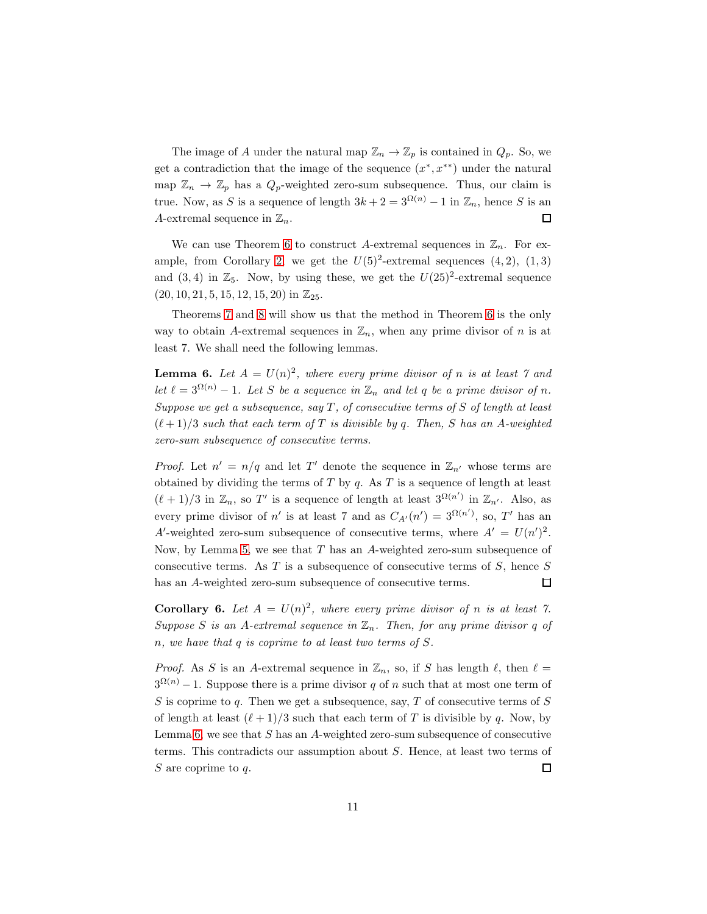The image of $A$ under the natural map $\mathbb{Z}_n \to \mathbb{Z}_p$ is contained in $Q_p$. So, we get a contradiction that the image of the sequence $(x^*, x^{**})$ under the natural map $\mathbb{Z}_n \to \mathbb{Z}_p$ has a $Q_p$-weighted zero-sum subsequence. Thus, our claim is true. Now, as $S$ is a sequence of length $3k+2 = 3^{\Omega(n)} - 1$ in $\mathbb{Z}_n$, hence $S$ is an $A$-extremal sequence in $\mathbb{Z}_n$. □

We can use Theorem 6 to construct $A$-extremal sequences in $\mathbb{Z}_n$. For example, from Corollary 2, we get the $U(5)^2$-extremal sequences $(4, 2)$, $(1, 3)$ and $(3, 4)$ in $\mathbb{Z}_5$. Now, by using these, we get the $U(25)^2$-extremal sequence $(20, 10, 21, 5, 15, 12, 15, 20)$ in $\mathbb{Z}_{25}$.

Theorems 7 and 8 will show us that the method in Theorem 6 is the only way to obtain $A$-extremal sequences in $\mathbb{Z}_n$, when any prime divisor of $n$ is at least 7. We shall need the following lemmas.

**Lemma 6.** *Let $A = U(n)^2$, where every prime divisor of $n$ is at least 7 and let $\ell = 3^{\Omega(n)} - 1$. Let $S$ be a sequence in $\mathbb{Z}_n$ and let $q$ be a prime divisor of $n$. Suppose we get a subsequence, say $T$, of consecutive terms of $S$ of length at least $(\ell+1)/3$ such that each term of $T$ is divisible by $q$. Then, $S$ has an $A$-weighted zero-sum subsequence of consecutive terms.*

*Proof.* Let $n' = n/q$ and let $T'$ denote the sequence in $\mathbb{Z}_{n'}$ whose terms are obtained by dividing the terms of $T$ by $q$. As $T$ is a sequence of length at least $(\ell+1)/3$ in $\mathbb{Z}_n$, so $T'$ is a sequence of length at least $3^{\Omega(n')}$ in $\mathbb{Z}_{n'}$. Also, as every prime divisor of $n'$ is at least 7 and as $C_{A'}(n') = 3^{\Omega(n')}$, so, $T'$ has an $A'$-weighted zero-sum subsequence of consecutive terms, where $A' = U(n')^2$. Now, by Lemma 5, we see that $T$ has an $A$-weighted zero-sum subsequence of consecutive terms. As $T$ is a subsequence of consecutive terms of $S$, hence $S$ has an $A$-weighted zero-sum subsequence of consecutive terms. □

**Corollary 6.** *Let $A = U(n)^2$, where every prime divisor of $n$ is at least 7. Suppose $S$ is an $A$-extremal sequence in $\mathbb{Z}_n$. Then, for any prime divisor $q$ of $n$, we have that $q$ is coprime to at least two terms of $S$.*

*Proof.* As $S$ is an $A$-extremal sequence in $\mathbb{Z}_n$, so, if $S$ has length $\ell$, then $\ell = 3^{\Omega(n)} - 1$. Suppose there is a prime divisor $q$ of $n$ such that at most one term of $S$ is coprime to $q$. Then we get a subsequence, say, $T$ of consecutive terms of $S$ of length at least $(\ell+1)/3$ such that each term of $T$ is divisible by $q$. Now, by Lemma 6, we see that $S$ has an $A$-weighted zero-sum subsequence of consecutive terms. This contradicts our assumption about $S$. Hence, at least two terms of $S$ are coprime to $q$. □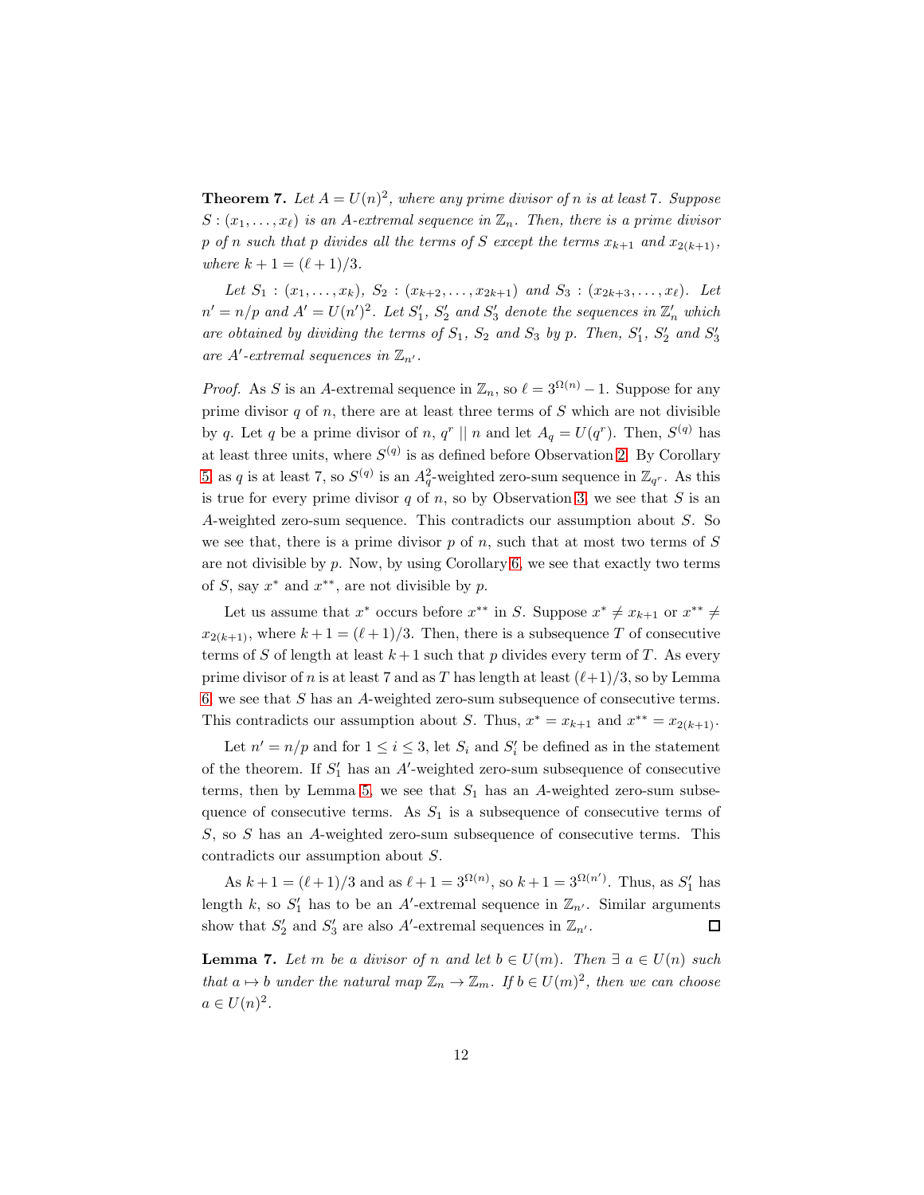**Theorem 7.** *Let $A = U(n)^2$, where any prime divisor of $n$ is at least 7. Suppose $S : (x_1, \ldots, x_\ell)$ is an $A$-extremal sequence in $\mathbb{Z}_n$. Then, there is a prime divisor $p$ of $n$ such that $p$ divides all the terms of $S$ except the terms $x_{k+1}$ and $x_{2(k+1)}$, where $k + 1 = (\ell + 1)/3$.*

*Let $S_1 : (x_1, \ldots, x_k)$, $S_2 : (x_{k+2}, \ldots, x_{2k+1})$ and $S_3 : (x_{2k+3}, \ldots, x_\ell)$. Let $n' = n/p$ and $A' = U(n')^2$. Let $S_1'$, $S_2'$ and $S_3'$ denote the sequences in $\mathbb{Z}_n'$ which are obtained by dividing the terms of $S_1$, $S_2$ and $S_3$ by $p$. Then, $S_1'$, $S_2'$ and $S_3'$ are $A'$-extremal sequences in $\mathbb{Z}_{n'}$.*

*Proof.* As $S$ is an $A$-extremal sequence in $\mathbb{Z}_n$, so $\ell = 3^{\Omega(n)} - 1$. Suppose for any prime divisor $q$ of $n$, there are at least three terms of $S$ which are not divisible by $q$. Let $q$ be a prime divisor of $n$, $q^r \mid\mid n$ and let $A_q = U(q^r)$. Then, $S^{(q)}$ has at least three units, where $S^{(q)}$ is as defined before Observation 2. By Corollary 5, as $q$ is at least 7, so $S^{(q)}$ is an $A_q^2$-weighted zero-sum sequence in $\mathbb{Z}_{q^r}$. As this is true for every prime divisor $q$ of $n$, so by Observation 3, we see that $S$ is an $A$-weighted zero-sum sequence. This contradicts our assumption about $S$. So we see that, there is a prime divisor $p$ of $n$, such that at most two terms of $S$ are not divisible by $p$. Now, by using Corollary 6, we see that exactly two terms of $S$, say $x^*$ and $x^{**}$, are not divisible by $p$.

Let us assume that $x^*$ occurs before $x^{**}$ in $S$. Suppose $x^* \neq x_{k+1}$ or $x^{**} \neq x_{2(k+1)}$, where $k + 1 = (\ell + 1)/3$. Then, there is a subsequence $T$ of consecutive terms of $S$ of length at least $k+1$ such that $p$ divides every term of $T$. As every prime divisor of $n$ is at least 7 and as $T$ has length at least $(\ell+1)/3$, so by Lemma 6, we see that $S$ has an $A$-weighted zero-sum subsequence of consecutive terms. This contradicts our assumption about $S$. Thus, $x^* = x_{k+1}$ and $x^{**} = x_{2(k+1)}$.

Let $n' = n/p$ and for $1 \leq i \leq 3$, let $S_i$ and $S_i'$ be defined as in the statement of the theorem. If $S_1'$ has an $A'$-weighted zero-sum subsequence of consecutive terms, then by Lemma 5, we see that $S_1$ has an $A$-weighted zero-sum subsequence of consecutive terms. As $S_1$ is a subsequence of consecutive terms of $S$, so $S$ has an $A$-weighted zero-sum subsequence of consecutive terms. This contradicts our assumption about $S$.

As $k + 1 = (\ell + 1)/3$ and as $\ell + 1 = 3^{\Omega(n)}$, so $k + 1 = 3^{\Omega(n')}$. Thus, as $S_1'$ has length $k$, so $S_1'$ has to be an $A'$-extremal sequence in $\mathbb{Z}_{n'}$. Similar arguments show that $S_2'$ and $S_3'$ are also $A'$-extremal sequences in $\mathbb{Z}_{n'}$. $\square$

**Lemma 7.** *Let $m$ be a divisor of $n$ and let $b \in U(m)$. Then $\exists\ a \in U(n)$ such that $a \mapsto b$ under the natural map $\mathbb{Z}_n \to \mathbb{Z}_m$. If $b \in U(m)^2$, then we can choose $a \in U(n)^2$.*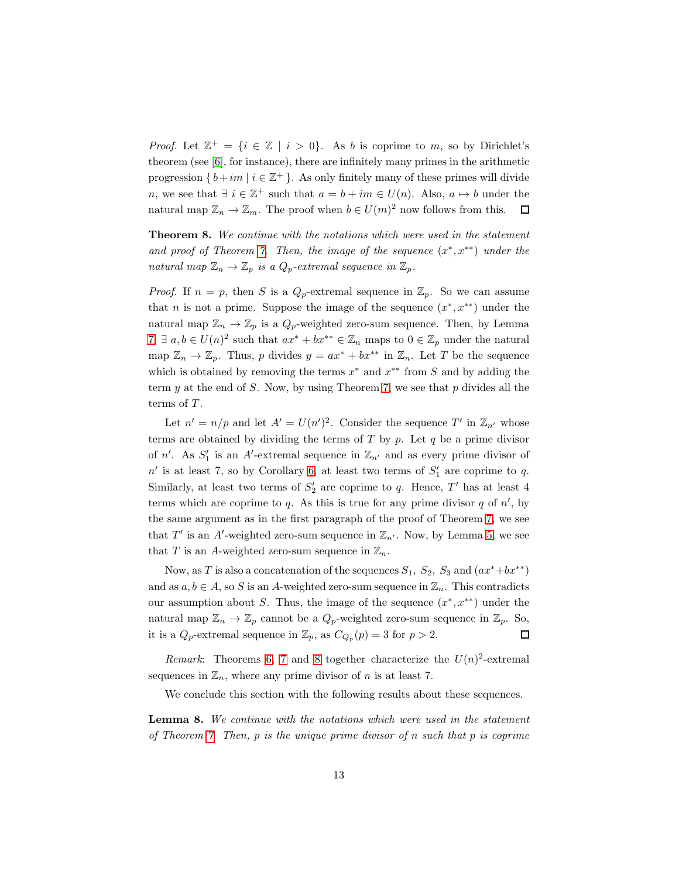*Proof.* Let $\mathbb{Z}^+ = \{i \in \mathbb{Z} \mid i > 0\}$. As $b$ is coprime to $m$, so by Dirichlet's theorem (see [6], for instance), there are infinitely many primes in the arithmetic progression $\{\, b + im \mid i \in \mathbb{Z}^+ \,\}$. As only finitely many of these primes will divide $n$, we see that $\exists\ i \in \mathbb{Z}^+$ such that $a = b + im \in U(n)$. Also, $a \mapsto b$ under the natural map $\mathbb{Z}_n \to \mathbb{Z}_m$. The proof when $b \in U(m)^2$ now follows from this. □

**Theorem 8.** *We continue with the notations which were used in the statement and proof of Theorem 7. Then, the image of the sequence $(x^*, x^{**})$ under the natural map $\mathbb{Z}_n \to \mathbb{Z}_p$ is a $Q_p$-extremal sequence in $\mathbb{Z}_p$.*

*Proof.* If $n = p$, then $S$ is a $Q_p$-extremal sequence in $\mathbb{Z}_p$. So we can assume that $n$ is not a prime. Suppose the image of the sequence $(x^*, x^{**})$ under the natural map $\mathbb{Z}_n \to \mathbb{Z}_p$ is a $Q_p$-weighted zero-sum sequence. Then, by Lemma 7, $\exists\ a, b \in U(n)^2$ such that $ax^* + bx^{**} \in \mathbb{Z}_n$ maps to $0 \in \mathbb{Z}_p$ under the natural map $\mathbb{Z}_n \to \mathbb{Z}_p$. Thus, $p$ divides $y = ax^* + bx^{**}$ in $\mathbb{Z}_n$. Let $T$ be the sequence which is obtained by removing the terms $x^*$ and $x^{**}$ from $S$ and by adding the term $y$ at the end of $S$. Now, by using Theorem 7, we see that $p$ divides all the terms of $T$.

Let $n' = n/p$ and let $A' = U(n')^2$. Consider the sequence $T'$ in $\mathbb{Z}_{n'}$ whose terms are obtained by dividing the terms of $T$ by $p$. Let $q$ be a prime divisor of $n'$. As $S_1'$ is an $A'$-extremal sequence in $\mathbb{Z}_{n'}$ and as every prime divisor of $n'$ is at least 7, so by Corollary 6, at least two terms of $S_1'$ are coprime to $q$. Similarly, at least two terms of $S_2'$ are coprime to $q$. Hence, $T'$ has at least 4 terms which are coprime to $q$. As this is true for any prime divisor $q$ of $n'$, by the same argument as in the first paragraph of the proof of Theorem 7, we see that $T'$ is an $A'$-weighted zero-sum sequence in $\mathbb{Z}_{n'}$. Now, by Lemma 5, we see that $T$ is an $A$-weighted zero-sum sequence in $\mathbb{Z}_n$.

Now, as $T$ is also a concatenation of the sequences $S_1,\ S_2,\ S_3$ and $(ax^* + bx^{**})$ and as $a, b \in A$, so $S$ is an $A$-weighted zero-sum sequence in $\mathbb{Z}_n$. This contradicts our assumption about $S$. Thus, the image of the sequence $(x^*, x^{**})$ under the natural map $\mathbb{Z}_n \to \mathbb{Z}_p$ cannot be a $Q_p$-weighted zero-sum sequence in $\mathbb{Z}_p$. So, it is a $Q_p$-extremal sequence in $\mathbb{Z}_p$, as $C_{Q_p}(p) = 3$ for $p > 2$. □

*Remark*: Theorems 6, 7 and 8 together characterize the $U(n)^2$-extremal sequences in $\mathbb{Z}_n$, where any prime divisor of $n$ is at least 7.

We conclude this section with the following results about these sequences.

**Lemma 8.** *We continue with the notations which were used in the statement of Theorem 7. Then, $p$ is the unique prime divisor of $n$ such that $p$ is coprime*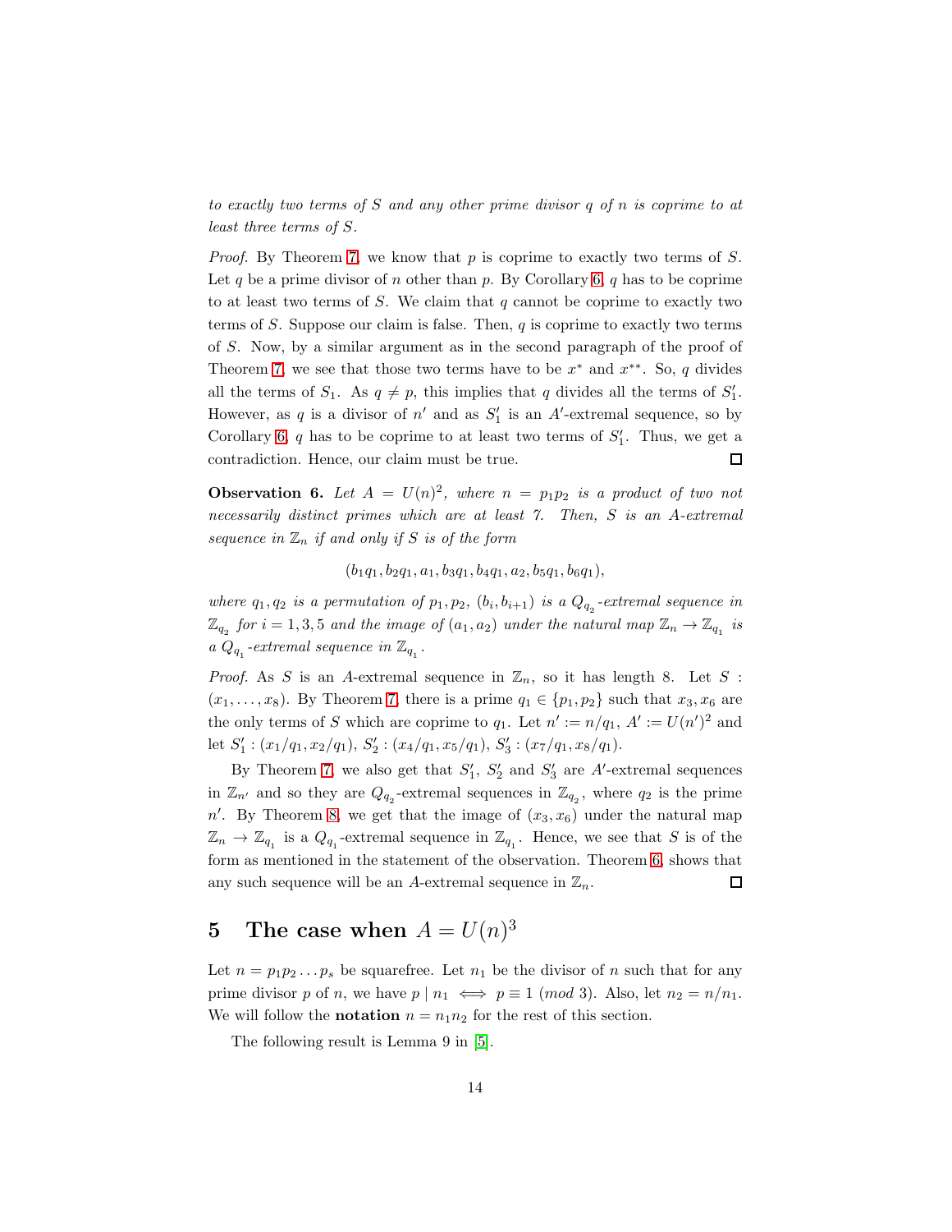*to exactly two terms of $S$ and any other prime divisor $q$ of $n$ is coprime to at least three terms of $S$.*

*Proof.* By Theorem 7, we know that $p$ is coprime to exactly two terms of $S$. Let $q$ be a prime divisor of $n$ other than $p$. By Corollary 6, $q$ has to be coprime to at least two terms of $S$. We claim that $q$ cannot be coprime to exactly two terms of $S$. Suppose our claim is false. Then, $q$ is coprime to exactly two terms of $S$. Now, by a similar argument as in the second paragraph of the proof of Theorem 7, we see that those two terms have to be $x^*$ and $x^{**}$. So, $q$ divides all the terms of $S_1$. As $q \neq p$, this implies that $q$ divides all the terms of $S_1'$. However, as $q$ is a divisor of $n'$ and as $S_1'$ is an $A'$-extremal sequence, so by Corollary 6, $q$ has to be coprime to at least two terms of $S_1'$. Thus, we get a contradiction. Hence, our claim must be true. ∎

**Observation 6.** *Let $A = U(n)^2$, where $n = p_1 p_2$ is a product of two not necessarily distinct primes which are at least 7. Then, $S$ is an $A$-extremal sequence in $\mathbb{Z}_n$ if and only if $S$ is of the form*

$$(b_1 q_1, b_2 q_1, a_1, b_3 q_1, b_4 q_1, a_2, b_5 q_1, b_6 q_1),$$

*where $q_1, q_2$ is a permutation of $p_1, p_2$, $(b_i, b_{i+1})$ is a $Q_{q_2}$-extremal sequence in $\mathbb{Z}_{q_2}$ for $i = 1, 3, 5$ and the image of $(a_1, a_2)$ under the natural map $\mathbb{Z}_n \to \mathbb{Z}_{q_1}$ is a $Q_{q_1}$-extremal sequence in $\mathbb{Z}_{q_1}$.*

*Proof.* As $S$ is an $A$-extremal sequence in $\mathbb{Z}_n$, so it has length 8. Let $S : (x_1, \ldots, x_8)$. By Theorem 7, there is a prime $q_1 \in \{p_1, p_2\}$ such that $x_3, x_6$ are the only terms of $S$ which are coprime to $q_1$. Let $n' := n/q_1$, $A' := U(n')^2$ and let $S_1' : (x_1/q_1, x_2/q_1)$, $S_2' : (x_4/q_1, x_5/q_1)$, $S_3' : (x_7/q_1, x_8/q_1)$.

By Theorem 7, we also get that $S_1'$, $S_2'$ and $S_3'$ are $A'$-extremal sequences in $\mathbb{Z}_{n'}$ and so they are $Q_{q_2}$-extremal sequences in $\mathbb{Z}_{q_2}$, where $q_2$ is the prime $n'$. By Theorem 8, we get that the image of $(x_3, x_6)$ under the natural map $\mathbb{Z}_n \to \mathbb{Z}_{q_1}$ is a $Q_{q_1}$-extremal sequence in $\mathbb{Z}_{q_1}$. Hence, we see that $S$ is of the form as mentioned in the statement of the observation. Theorem 6 shows that any such sequence will be an $A$-extremal sequence in $\mathbb{Z}_n$. ∎

## 5 The case when $A = U(n)^3$

Let $n = p_1 p_2 \ldots p_s$ be squarefree. Let $n_1$ be the divisor of $n$ such that for any prime divisor $p$ of $n$, we have $p \mid n_1 \iff p \equiv 1 \ (mod\ 3)$. Also, let $n_2 = n/n_1$. We will follow the **notation** $n = n_1 n_2$ for the rest of this section.

The following result is Lemma 9 in [5].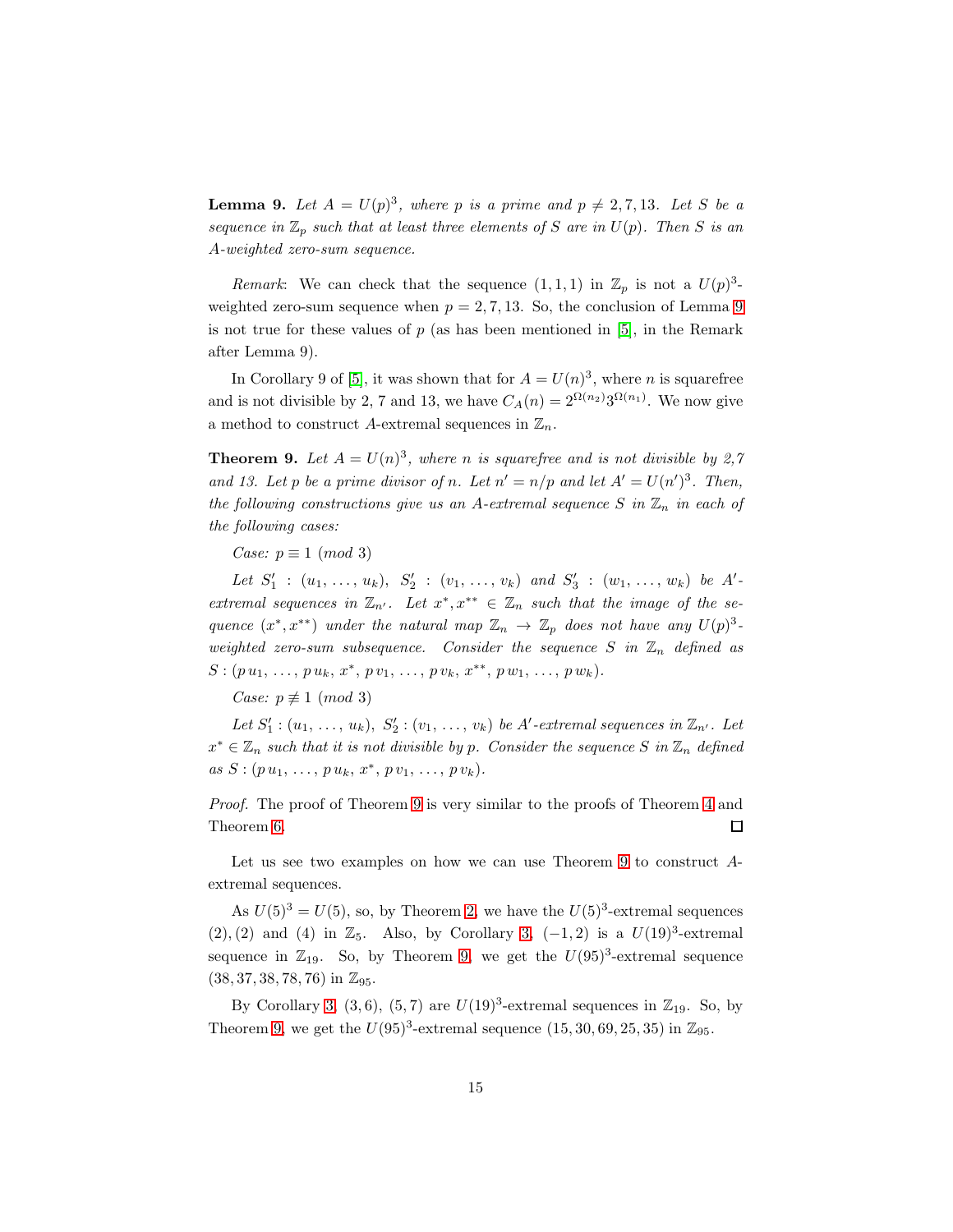**Lemma 9.** *Let $A = U(p)^3$, where $p$ is a prime and $p \neq 2, 7, 13$. Let $S$ be a sequence in $\mathbb{Z}_p$ such that at least three elements of $S$ are in $U(p)$. Then $S$ is an $A$-weighted zero-sum sequence.*

*Remark*: We can check that the sequence $(1, 1, 1)$ in $\mathbb{Z}_p$ is not a $U(p)^3$-weighted zero-sum sequence when $p = 2, 7, 13$. So, the conclusion of Lemma 9 is not true for these values of $p$ (as has been mentioned in [5], in the Remark after Lemma 9).

In Corollary 9 of [5], it was shown that for $A = U(n)^3$, where $n$ is squarefree and is not divisible by 2, 7 and 13, we have $C_A(n) = 2^{\Omega(n_2)}3^{\Omega(n_1)}$. We now give a method to construct $A$-extremal sequences in $\mathbb{Z}_n$.

**Theorem 9.** *Let $A = U(n)^3$, where $n$ is squarefree and is not divisible by 2,7 and 13. Let $p$ be a prime divisor of $n$. Let $n' = n/p$ and let $A' = U(n')^3$. Then, the following constructions give us an $A$-extremal sequence $S$ in $\mathbb{Z}_n$ in each of the following cases:*

*Case: $p \equiv 1 \pmod 3$*

*Let $S_1' : (u_1, \ldots, u_k)$, $S_2' : (v_1, \ldots, v_k)$ and $S_3' : (w_1, \ldots, w_k)$ be $A'$-extremal sequences in $\mathbb{Z}_{n'}$. Let $x^*, x^{**} \in \mathbb{Z}_n$ such that the image of the sequence $(x^*, x^{**})$ under the natural map $\mathbb{Z}_n \to \mathbb{Z}_p$ does not have any $U(p)^3$-weighted zero-sum subsequence. Consider the sequence $S$ in $\mathbb{Z}_n$ defined as $S : (p\,u_1, \ldots, p\,u_k, x^*, p\,v_1, \ldots, p\,v_k, x^{**}, p\,w_1, \ldots, p\,w_k)$.*

*Case: $p \not\equiv 1 \pmod 3$*

*Let $S_1' : (u_1, \ldots, u_k)$, $S_2' : (v_1, \ldots, v_k)$ be $A'$-extremal sequences in $\mathbb{Z}_{n'}$. Let $x^* \in \mathbb{Z}_n$ such that it is not divisible by $p$. Consider the sequence $S$ in $\mathbb{Z}_n$ defined as $S : (p\,u_1, \ldots, p\,u_k, x^*, p\,v_1, \ldots, p\,v_k)$.*

*Proof.* The proof of Theorem 9 is very similar to the proofs of Theorem 4 and Theorem 6. ☐

Let us see two examples on how we can use Theorem 9 to construct $A$-extremal sequences.

As $U(5)^3 = U(5)$, so, by Theorem 2, we have the $U(5)^3$-extremal sequences $(2), (2)$ and $(4)$ in $\mathbb{Z}_5$. Also, by Corollary 3, $(-1, 2)$ is a $U(19)^3$-extremal sequence in $\mathbb{Z}_{19}$. So, by Theorem 9, we get the $U(95)^3$-extremal sequence $(38, 37, 38, 78, 76)$ in $\mathbb{Z}_{95}$.

By Corollary 3, $(3, 6)$, $(5, 7)$ are $U(19)^3$-extremal sequences in $\mathbb{Z}_{19}$. So, by Theorem 9, we get the $U(95)^3$-extremal sequence $(15, 30, 69, 25, 35)$ in $\mathbb{Z}_{95}$.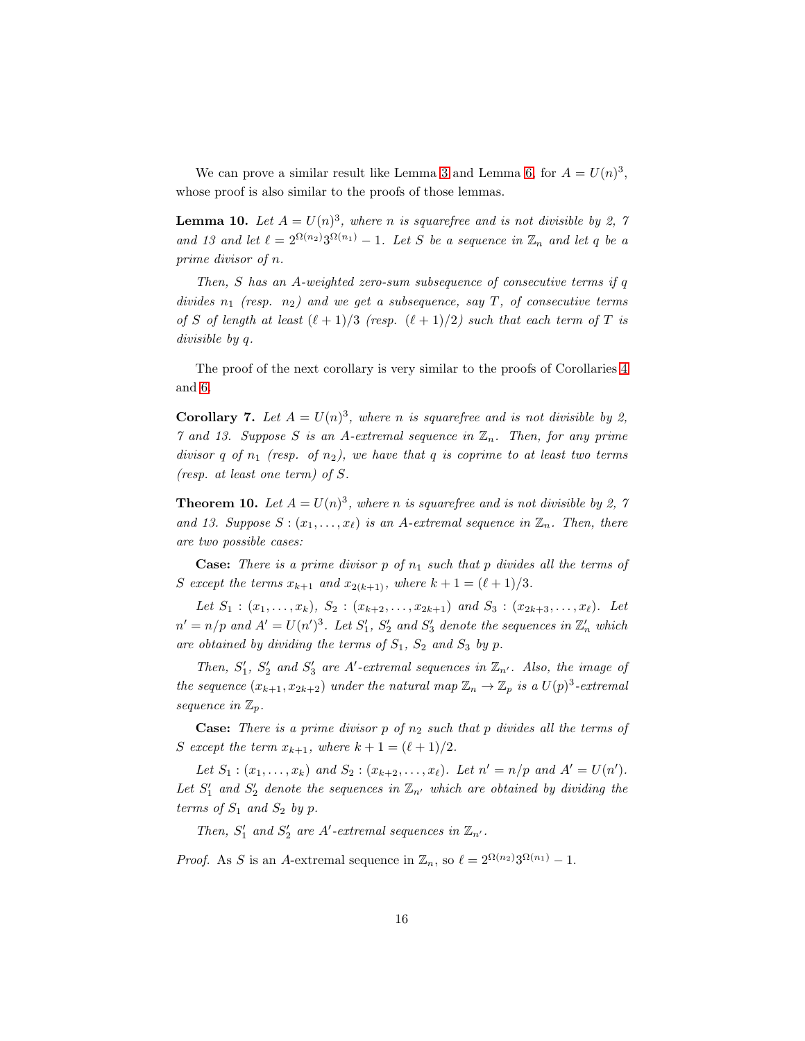We can prove a similar result like Lemma 3 and Lemma 6, for $A = U(n)^3$, whose proof is also similar to the proofs of those lemmas.

**Lemma 10.** *Let $A = U(n)^3$, where $n$ is squarefree and is not divisible by 2, 7 and 13 and let $\ell = 2^{\Omega(n_2)}3^{\Omega(n_1)} - 1$. Let $S$ be a sequence in $\mathbb{Z}_n$ and let $q$ be a prime divisor of $n$.*

*Then, $S$ has an $A$-weighted zero-sum subsequence of consecutive terms if $q$ divides $n_1$ (resp. $n_2$) and we get a subsequence, say $T$, of consecutive terms of $S$ of length at least $(\ell + 1)/3$ (resp. $(\ell + 1)/2$) such that each term of $T$ is divisible by $q$.*

The proof of the next corollary is very similar to the proofs of Corollaries 4 and 6.

**Corollary 7.** *Let $A = U(n)^3$, where $n$ is squarefree and is not divisible by 2, 7 and 13. Suppose $S$ is an $A$-extremal sequence in $\mathbb{Z}_n$. Then, for any prime divisor $q$ of $n_1$ (resp. of $n_2$), we have that $q$ is coprime to at least two terms (resp. at least one term) of $S$.*

**Theorem 10.** *Let $A = U(n)^3$, where $n$ is squarefree and is not divisible by 2, 7 and 13. Suppose $S : (x_1, \dots, x_\ell)$ is an $A$-extremal sequence in $\mathbb{Z}_n$. Then, there are two possible cases:*

**Case:** *There is a prime divisor $p$ of $n_1$ such that $p$ divides all the terms of $S$ except the terms $x_{k+1}$ and $x_{2(k+1)}$, where $k + 1 = (\ell + 1)/3$.*

*Let $S_1 : (x_1, \dots, x_k)$, $S_2 : (x_{k+2}, \dots, x_{2k+1})$ and $S_3 : (x_{2k+3}, \dots, x_\ell)$. Let $n' = n/p$ and $A' = U(n')^3$. Let $S_1'$, $S_2'$ and $S_3'$ denote the sequences in $\mathbb{Z}_n'$ which are obtained by dividing the terms of $S_1$, $S_2$ and $S_3$ by $p$.*

*Then, $S_1'$, $S_2'$ and $S_3'$ are $A'$-extremal sequences in $\mathbb{Z}_{n'}$. Also, the image of the sequence $(x_{k+1}, x_{2k+2})$ under the natural map $\mathbb{Z}_n \to \mathbb{Z}_p$ is a $U(p)^3$-extremal sequence in $\mathbb{Z}_p$.*

**Case:** *There is a prime divisor $p$ of $n_2$ such that $p$ divides all the terms of $S$ except the term $x_{k+1}$, where $k + 1 = (\ell + 1)/2$.*

*Let $S_1 : (x_1, \dots, x_k)$ and $S_2 : (x_{k+2}, \dots, x_\ell)$. Let $n' = n/p$ and $A' = U(n')$. Let $S_1'$ and $S_2'$ denote the sequences in $\mathbb{Z}_{n'}$ which are obtained by dividing the terms of $S_1$ and $S_2$ by $p$.*

*Then, $S_1'$ and $S_2'$ are $A'$-extremal sequences in $\mathbb{Z}_{n'}$.*

*Proof.* As $S$ is an $A$-extremal sequence in $\mathbb{Z}_n$, so $\ell = 2^{\Omega(n_2)}3^{\Omega(n_1)} - 1$.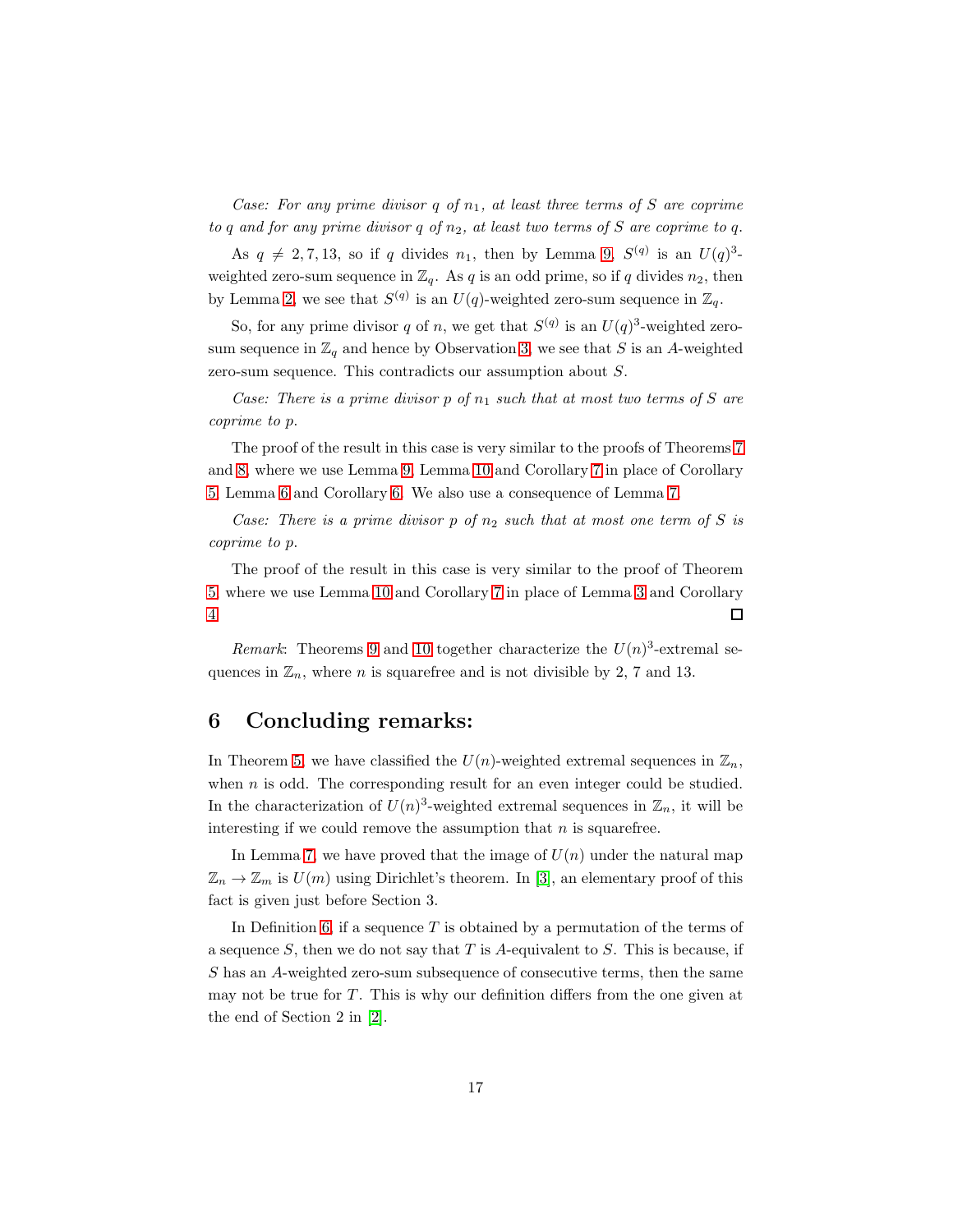*Case: For any prime divisor $q$ of $n_1$, at least three terms of $S$ are coprime to $q$ and for any prime divisor $q$ of $n_2$, at least two terms of $S$ are coprime to $q$.*

As $q \neq 2, 7, 13$, so if $q$ divides $n_1$, then by Lemma 9, $S^{(q)}$ is an $U(q)^3$-weighted zero-sum sequence in $\mathbb{Z}_q$. As $q$ is an odd prime, so if $q$ divides $n_2$, then by Lemma 2, we see that $S^{(q)}$ is an $U(q)$-weighted zero-sum sequence in $\mathbb{Z}_q$.

So, for any prime divisor $q$ of $n$, we get that $S^{(q)}$ is an $U(q)^3$-weighted zero-sum sequence in $\mathbb{Z}_q$ and hence by Observation 3, we see that $S$ is an $A$-weighted zero-sum sequence. This contradicts our assumption about $S$.

*Case: There is a prime divisor $p$ of $n_1$ such that at most two terms of $S$ are coprime to $p$.*

The proof of the result in this case is very similar to the proofs of Theorems 7 and 8, where we use Lemma 9, Lemma 10 and Corollary 7 in place of Corollary 5, Lemma 6 and Corollary 6. We also use a consequence of Lemma 7.

*Case: There is a prime divisor $p$ of $n_2$ such that at most one term of $S$ is coprime to $p$.*

The proof of the result in this case is very similar to the proof of Theorem 5, where we use Lemma 10 and Corollary 7 in place of Lemma 3 and Corollary 4. □

*Remark*: Theorems 9 and 10 together characterize the $U(n)^3$-extremal sequences in $\mathbb{Z}_n$, where $n$ is squarefree and is not divisible by 2, 7 and 13.

## 6 Concluding remarks:

In Theorem 5, we have classified the $U(n)$-weighted extremal sequences in $\mathbb{Z}_n$, when $n$ is odd. The corresponding result for an even integer could be studied. In the characterization of $U(n)^3$-weighted extremal sequences in $\mathbb{Z}_n$, it will be interesting if we could remove the assumption that $n$ is squarefree.

In Lemma 7, we have proved that the image of $U(n)$ under the natural map $\mathbb{Z}_n \to \mathbb{Z}_m$ is $U(m)$ using Dirichlet's theorem. In [3], an elementary proof of this fact is given just before Section 3.

In Definition 6, if a sequence $T$ is obtained by a permutation of the terms of a sequence $S$, then we do not say that $T$ is $A$-equivalent to $S$. This is because, if $S$ has an $A$-weighted zero-sum subsequence of consecutive terms, then the same may not be true for $T$. This is why our definition differs from the one given at the end of Section 2 in [2].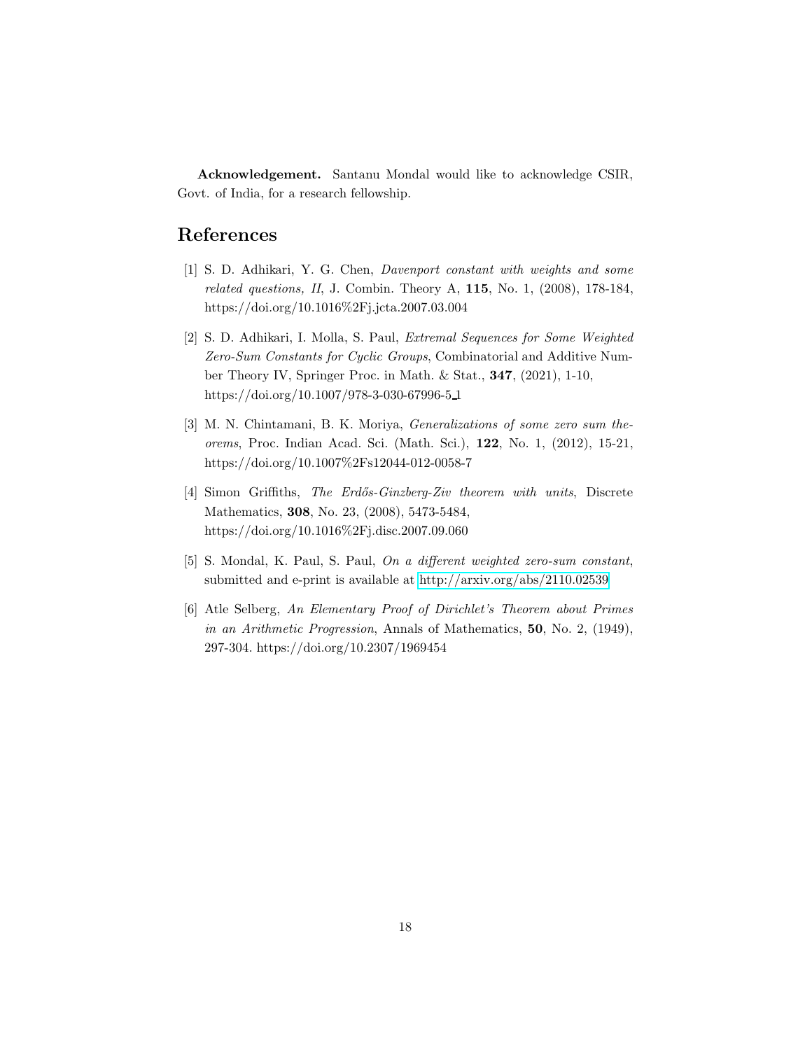**Acknowledgement.** Santanu Mondal would like to acknowledge CSIR, Govt. of India, for a research fellowship.

# References

[1] S. D. Adhikari, Y. G. Chen, *Davenport constant with weights and some related questions, II*, J. Combin. Theory A, **115**, No. 1, (2008), 178-184, https://doi.org/10.1016%2Fj.jcta.2007.03.004

[2] S. D. Adhikari, I. Molla, S. Paul, *Extremal Sequences for Some Weighted Zero-Sum Constants for Cyclic Groups*, Combinatorial and Additive Number Theory IV, Springer Proc. in Math. & Stat., **347**, (2021), 1-10, https://doi.org/10.1007/978-3-030-67996-5_1

[3] M. N. Chintamani, B. K. Moriya, *Generalizations of some zero sum theorems*, Proc. Indian Acad. Sci. (Math. Sci.), **122**, No. 1, (2012), 15-21, https://doi.org/10.1007%2Fs12044-012-0058-7

[4] Simon Griffiths, *The Erdős-Ginzberg-Ziv theorem with units*, Discrete Mathematics, **308**, No. 23, (2008), 5473-5484, https://doi.org/10.1016%2Fj.disc.2007.09.060

[5] S. Mondal, K. Paul, S. Paul, *On a different weighted zero-sum constant*, submitted and e-print is available at http://arxiv.org/abs/2110.02539

[6] Atle Selberg, *An Elementary Proof of Dirichlet's Theorem about Primes in an Arithmetic Progression*, Annals of Mathematics, **50**, No. 2, (1949), 297-304. https://doi.org/10.2307/1969454